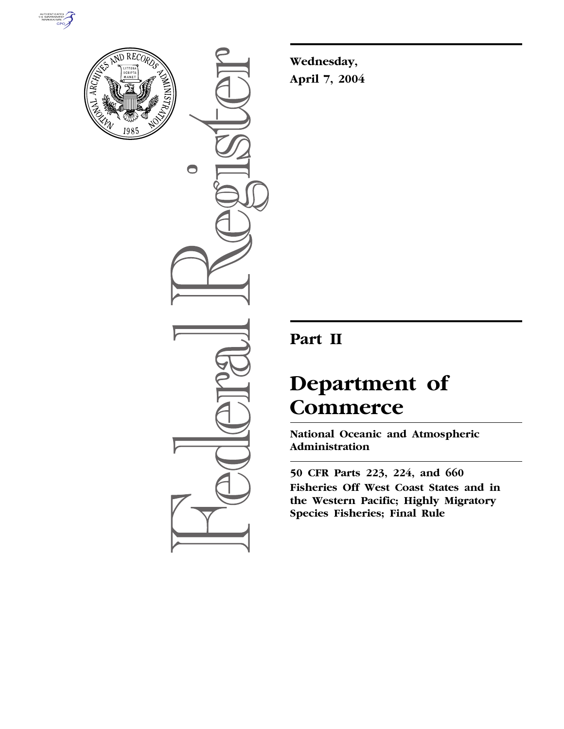Wednesday,

April 7, 2004

# Part II

# Department of Commerce

## National Oceanic and Atmospheric Administration

**50 CFR Parts 223, 224, and 660**

**Fisheries Off West Coast States and in the Western Pacific; Highly Migratory Species Fisheries; Final Rule**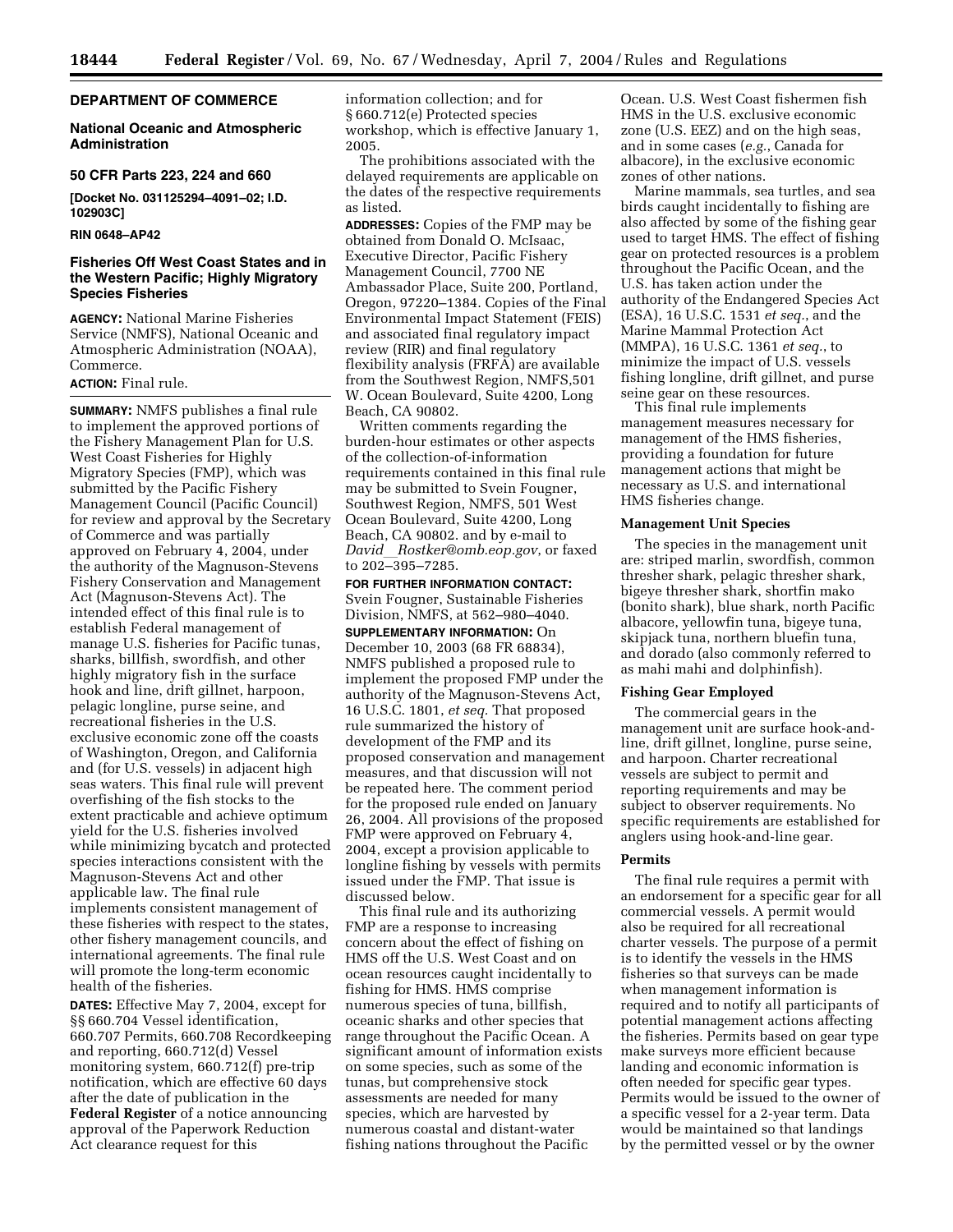**DEPARTMENT OF COMMERCE**

**National Oceanic and Atmospheric Administration**

**50 CFR Parts 223, 224 and 660**

**[Docket No. 031125294–4091–02; I.D. 102903C]**

**RIN 0648–AP42**

## Fisheries Off West Coast States and in the Western Pacific; Highly Migratory Species Fisheries

**AGENCY:** National Marine Fisheries Service (NMFS), National Oceanic and Atmospheric Administration (NOAA), Commerce.

**ACTION:** Final rule.

**SUMMARY:** NMFS publishes a final rule to implement the approved portions of the Fishery Management Plan for U.S. West Coast Fisheries for Highly Migratory Species (FMP), which was submitted by the Pacific Fishery Management Council (Pacific Council) for review and approval by the Secretary of Commerce and was partially approved on February 4, 2004, under the authority of the Magnuson-Stevens Fishery Conservation and Management Act (Magnuson-Stevens Act). The intended effect of this final rule is to establish Federal management of manage U.S. fisheries for Pacific tunas, sharks, billfish, swordfish, and other highly migratory fish in the surface hook and line, drift gillnet, harpoon, pelagic longline, purse seine, and recreational fisheries in the U.S. exclusive economic zone off the coasts of Washington, Oregon, and California and (for U.S. vessels) in adjacent high seas waters. This final rule will prevent overfishing of the fish stocks to the extent practicable and achieve optimum yield for the U.S. fisheries involved while minimizing bycatch and protected species interactions consistent with the Magnuson-Stevens Act and other applicable law. The final rule implements consistent management of these fisheries with respect to the states, other fishery management councils, and international agreements. The final rule will promote the long-term economic health of the fisheries.

**DATES:** Effective May 7, 2004, except for §§ 660.704 Vessel identification, 660.707 Permits, 660.708 Recordkeeping and reporting, 660.712(d) Vessel monitoring system, 660.712(f) pre-trip notification, which are effective 60 days after the date of publication in the **Federal Register** of a notice announcing approval of the Paperwork Reduction Act clearance request for this information collection; and for § 660.712(e) Protected species workshop, which is effective January 1, 2005.

The prohibitions associated with the delayed requirements are applicable on the dates of the respective requirements as listed.

**ADDRESSES:** Copies of the FMP may be obtained from Donald O. McIsaac, Executive Director, Pacific Fishery Management Council, 7700 NE Ambassador Place, Suite 200, Portland, Oregon, 97220–1384. Copies of the Final Environmental Impact Statement (FEIS) and associated final regulatory impact review (RIR) and final regulatory flexibility analysis (FRFA) are available from the Southwest Region, NMFS,501 W. Ocean Boulevard, Suite 4200, Long Beach, CA 90802.

Written comments regarding the burden-hour estimates or other aspects of the collection-of-information requirements contained in this final rule may be submitted to Svein Fougner, Southwest Region, NMFS, 501 West Ocean Boulevard, Suite 4200, Long Beach, CA 90802. and by e-mail to *David_Rostker@omb.eop.gov*, or faxed to 202–395–7285.

**FOR FURTHER INFORMATION CONTACT:** Svein Fougner, Sustainable Fisheries Division, NMFS, at 562–980–4040.

**SUPPLEMENTARY INFORMATION:** On December 10, 2003 (68 FR 68834), NMFS published a proposed rule to implement the proposed FMP under the authority of the Magnuson-Stevens Act, 16 U.S.C. 1801, *et seq.* That proposed rule summarized the history of development of the FMP and its proposed conservation and management measures, and that discussion will not be repeated here. The comment period for the proposed rule ended on January 26, 2004. All provisions of the proposed FMP were approved on February 4, 2004, except a provision applicable to longline fishing by vessels with permits issued under the FMP. That issue is discussed below.

This final rule and its authorizing FMP are a response to increasing concern about the effect of fishing on HMS off the U.S. West Coast and on ocean resources caught incidentally to fishing for HMS. HMS comprise numerous species of tuna, billfish, oceanic sharks and other species that range throughout the Pacific Ocean. A significant amount of information exists on some species, such as some of the tunas, but comprehensive stock assessments are needed for many species, which are harvested by numerous coastal and distant-water fishing nations throughout the Pacific Ocean. U.S. West Coast fishermen fish HMS in the U.S. exclusive economic zone (U.S. EEZ) and on the high seas, and in some cases (*e.g.*, Canada for albacore), in the exclusive economic zones of other nations.

Marine mammals, sea turtles, and sea birds caught incidentally to fishing are also affected by some of the fishing gear used to target HMS. The effect of fishing gear on protected resources is a problem throughout the Pacific Ocean, and the U.S. has taken action under the authority of the Endangered Species Act (ESA), 16 U.S.C. 1531 *et seq.*, and the Marine Mammal Protection Act (MMPA), 16 U.S.C. 1361 *et seq.*, to minimize the impact of U.S. vessels fishing longline, drift gillnet, and purse seine gear on these resources.

This final rule implements management measures necessary for management of the HMS fisheries, providing a foundation for future management actions that might be necessary as U.S. and international HMS fisheries change.

### Management Unit Species

The species in the management unit are: striped marlin, swordfish, common thresher shark, pelagic thresher shark, bigeye thresher shark, shortfin mako (bonito shark), blue shark, north Pacific albacore, yellowfin tuna, bigeye tuna, skipjack tuna, northern bluefin tuna, and dorado (also commonly referred to as mahi mahi and dolphinfish).

### Fishing Gear Employed

The commercial gears in the management unit are surface hook-and-line, drift gillnet, longline, purse seine, and harpoon. Charter recreational vessels are subject to permit and reporting requirements and may be subject to observer requirements. No specific requirements are established for anglers using hook-and-line gear.

### Permits

The final rule requires a permit with an endorsement for a specific gear for all commercial vessels. A permit would also be required for all recreational charter vessels. The purpose of a permit is to identify the vessels in the HMS fisheries so that surveys can be made when management information is required and to notify all participants of potential management actions affecting the fisheries. Permits based on gear type make surveys more efficient because landing and economic information is often needed for specific gear types. Permits would be issued to the owner of a specific vessel for a 2-year term. Data would be maintained so that landings by the permitted vessel or by the owner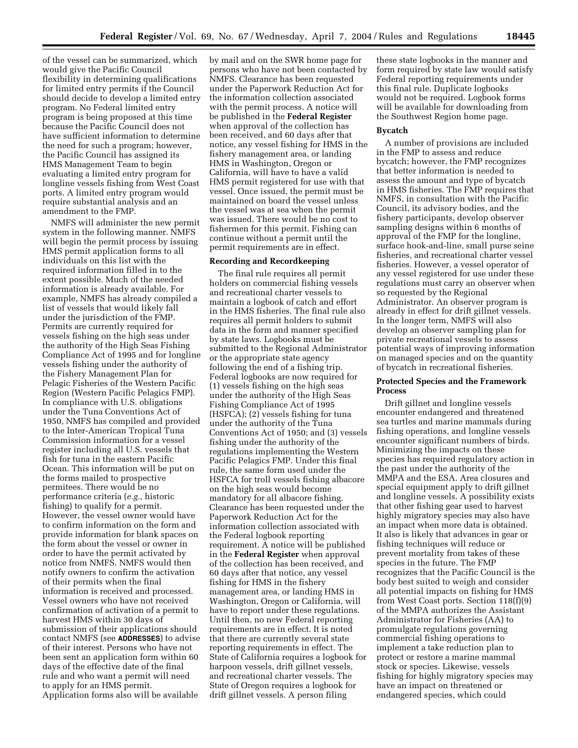of the vessel can be summarized, which would give the Pacific Council flexibility in determining qualifications for limited entry permits if the Council should decide to develop a limited entry program. No Federal limited entry program is being proposed at this time because the Pacific Council does not have sufficient information to determine the need for such a program; however, the Pacific Council has assigned its HMS Management Team to begin evaluating a limited entry program for longline vessels fishing from West Coast ports. A limited entry program would require substantial analysis and an amendment to the FMP.

NMFS will administer the new permit system in the following manner. NMFS will begin the permit process by issuing HMS permit application forms to all individuals on this list with the required information filled in to the extent possible. Much of the needed information is already available. For example, NMFS has already compiled a list of vessels that would likely fall under the jurisdiction of the FMP. Permits are currently required for vessels fishing on the high seas under the authority of the High Seas Fishing Compliance Act of 1995 and for longline vessels fishing under the authority of the Fishery Management Plan for Pelagic Fisheries of the Western Pacific Region (Western Pacific Pelagics FMP). In compliance with U.S. obligations under the Tuna Conventions Act of 1950, NMFS has compiled and provided to the Inter-American Tropical Tuna Commission information for a vessel register including all U.S. vessels that fish for tuna in the eastern Pacific Ocean. This information will be put on the forms mailed to prospective permitees. There would be no performance criteria (*e.g.*, historic fishing) to qualify for a permit. However, the vessel owner would have to confirm information on the form and provide information for blank spaces on the form about the vessel or owner in order to have the permit activated by notice from NMFS. NMFS would then notify owners to confirm the activation of their permits when the final information is received and processed. Vessel owners who have not received confirmation of activation of a permit to harvest HMS within 30 days of submission of their applications should contact NMFS (see **ADDRESSES**) to advise of their interest. Persons who have not been sent an application form within 60 days of the effective date of the final rule and who want a permit will need to apply for an HMS permit. Application forms also will be available by mail and on the SWR home page for persons who have not been contacted by NMFS. Clearance has been requested under the Paperwork Reduction Act for the information collection associated with the permit process. A notice will be published in the **Federal Register** when approval of the collection has been received, and 60 days after that notice, any vessel fishing for HMS in the fishery management area, or landing HMS in Washington, Oregon or California, will have to have a valid HMS permit registered for use with that vessel. Once issued, the permit must be maintained on board the vessel unless the vessel was at sea when the permit was issued. There would be no cost to fishermen for this permit. Fishing can continue without a permit until the permit requirements are in effect.

**Recording and Recordkeeping**

The final rule requires all permit holders on commercial fishing vessels and recreational charter vessels to maintain a logbook of catch and effort in the HMS fisheries. The final rule also requires all permit holders to submit data in the form and manner specified by state laws. Logbooks must be submitted to the Regional Administrator or the appropriate state agency following the end of a fishing trip. Federal logbooks are now required for (1) vessels fishing on the high seas under the authority of the High Seas Fishing Compliance Act of 1995 (HSFCA); (2) vessels fishing for tuna under the authority of the Tuna Conventions Act of 1950; and (3) vessels fishing under the authority of the regulations implementing the Western Pacific Pelagics FMP. Under this final rule, the same form used under the HSFCA for troll vessels fishing albacore on the high seas would become mandatory for all albacore fishing. Clearance has been requested under the Paperwork Reduction Act for the information collection associated with the Federal logbook reporting requirement. A notice will be published in the **Federal Register** when approval of the collection has been received, and 60 days after that notice, any vessel fishing for HMS in the fishery management area, or landing HMS in Washington, Oregon or California, will have to report under these regulations. Until then, no new Federal reporting requirements are in effect. It is noted that there are currently several state reporting requirements in effect. The State of California requires a logbook for harpoon vessels, drift gillnet vessels, and recreational charter vessels. The State of Oregon requires a logbook for drift gillnet vessels. A person filing these state logbooks in the manner and form required by state law would satisfy Federal reporting requirements under this final rule. Duplicate logbooks would not be required. Logbook forms will be available for downloading from the Southwest Region home page.

**Bycatch**

A number of provisions are included in the FMP to assess and reduce bycatch; however, the FMP recognizes that better information is needed to assess the amount and type of bycatch in HMS fisheries. The FMP requires that NMFS, in consultation with the Pacific Council, its advisory bodies, and the fishery participants, develop observer sampling designs within 6 months of approval of the FMP for the longline, surface hook-and-line, small purse seine fisheries, and recreational charter vessel fisheries. However, a vessel operator of any vessel registered for use under these regulations must carry an observer when so requested by the Regional Administrator. An observer program is already in effect for drift gillnet vessels. In the longer term, NMFS will also develop an observer sampling plan for private recreational vessels to assess potential ways of improving information on managed species and on the quantity of bycatch in recreational fisheries.

**Protected Species and the Framework Process**

Drift gillnet and longline vessels encounter endangered and threatened sea turtles and marine mammals during fishing operations, and longline vessels encounter significant numbers of birds. Minimizing the impacts on these species has required regulatory action in the past under the authority of the MMPA and the ESA. Area closures and special equipment apply to drift gillnet and longline vessels. A possibility exists that other fishing gear used to harvest highly migratory species may also have an impact when more data is obtained. It also is likely that advances in gear or fishing techniques will reduce or prevent mortality from takes of these species in the future. The FMP recognizes that the Pacific Council is the body best suited to weigh and consider all potential impacts on fishing for HMS from West Coast ports. Section 118(f)(9) of the MMPA authorizes the Assistant Administrator for Fisheries (AA) to promulgate regulations governing commercial fishing operations to implement a take reduction plan to protect or restore a marine mammal stock or species. Likewise, vessels fishing for highly migratory species may have an impact on threatened or endangered species, which could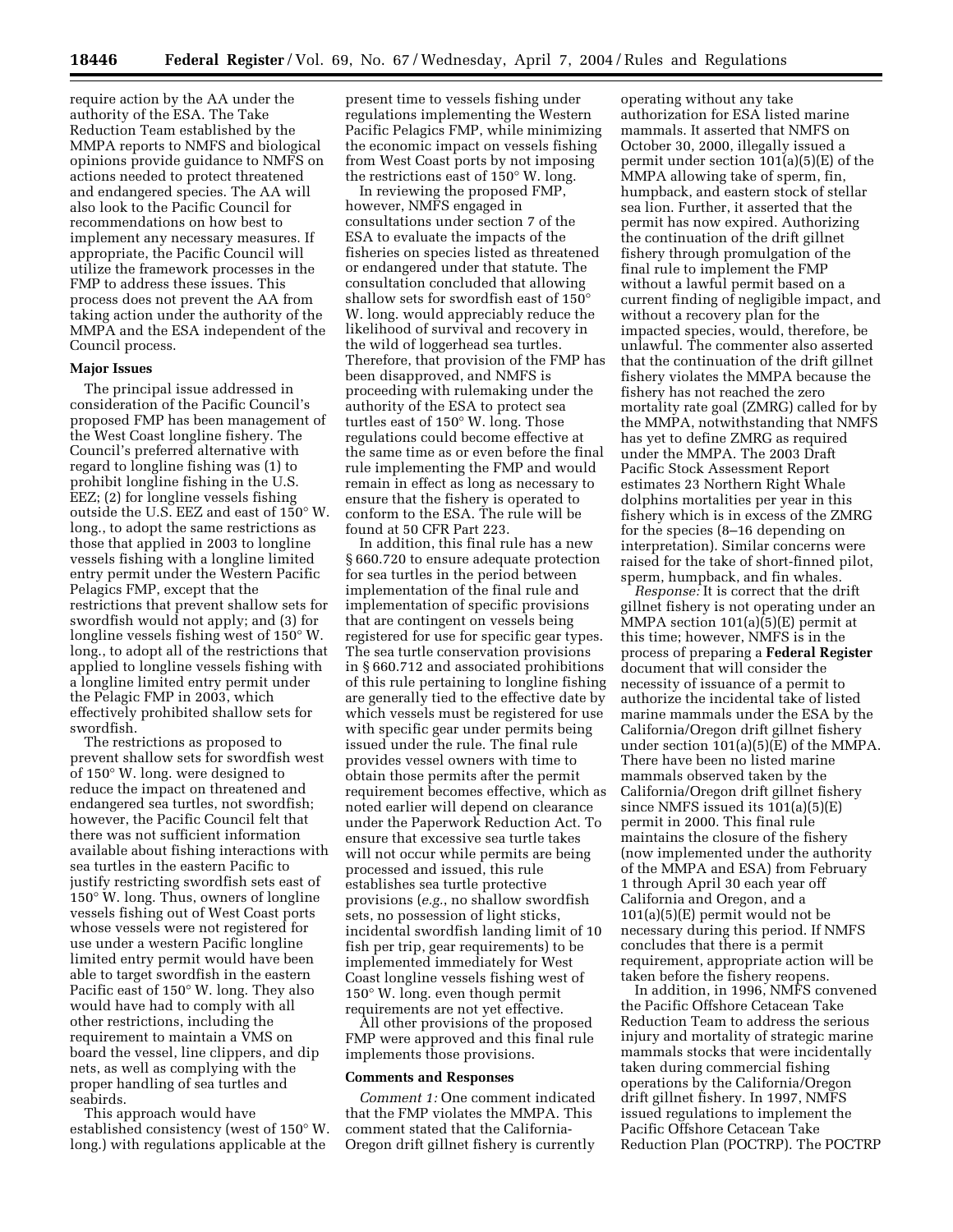require action by the AA under the authority of the ESA. The Take Reduction Team established by the MMPA reports to NMFS and biological opinions provide guidance to NMFS on actions needed to protect threatened and endangered species. The AA will also look to the Pacific Council for recommendations on how best to implement any necessary measures. If appropriate, the Pacific Council will utilize the framework processes in the FMP to address these issues. This process does not prevent the AA from taking action under the authority of the MMPA and the ESA independent of the Council process.

**Major Issues**

The principal issue addressed in consideration of the Pacific Council's proposed FMP has been management of the West Coast longline fishery. The Council's preferred alternative with regard to longline fishing was (1) to prohibit longline fishing in the U.S. EEZ; (2) for longline vessels fishing outside the U.S. EEZ and east of 150° W. long., to adopt the same restrictions as those that applied in 2003 to longline vessels fishing with a longline limited entry permit under the Western Pacific Pelagics FMP, except that the restrictions that prevent shallow sets for swordfish would not apply; and (3) for longline vessels fishing west of 150° W. long., to adopt all of the restrictions that applied to longline vessels fishing with a longline limited entry permit under the Pelagic FMP in 2003, which effectively prohibited shallow sets for swordfish.

The restrictions as proposed to prevent shallow sets for swordfish west of 150° W. long. were designed to reduce the impact on threatened and endangered sea turtles, not swordfish; however, the Pacific Council felt that there was not sufficient information available about fishing interactions with sea turtles in the eastern Pacific to justify restricting swordfish sets east of 150° W. long. Thus, owners of longline vessels fishing out of West Coast ports whose vessels were not registered for use under a western Pacific longline limited entry permit would have been able to target swordfish in the eastern Pacific east of 150° W. long. They also would have had to comply with all other restrictions, including the requirement to maintain a VMS on board the vessel, line clippers, and dip nets, as well as complying with the proper handling of sea turtles and seabirds.

This approach would have established consistency (west of 150° W. long.) with regulations applicable at the present time to vessels fishing under regulations implementing the Western Pacific Pelagics FMP, while minimizing the economic impact on vessels fishing from West Coast ports by not imposing the restrictions east of 150° W. long.

In reviewing the proposed FMP, however, NMFS engaged in consultations under section 7 of the ESA to evaluate the impacts of the fisheries on species listed as threatened or endangered under that statute. The consultation concluded that allowing shallow sets for swordfish east of 150° W. long. would appreciably reduce the likelihood of survival and recovery in the wild of loggerhead sea turtles. Therefore, that provision of the FMP has been disapproved, and NMFS is proceeding with rulemaking under the authority of the ESA to protect sea turtles east of 150° W. long. Those regulations could become effective at the same time as or even before the final rule implementing the FMP and would remain in effect as long as necessary to ensure that the fishery is operated to conform to the ESA. The rule will be found at 50 CFR Part 223.

In addition, this final rule has a new § 660.720 to ensure adequate protection for sea turtles in the period between implementation of the final rule and implementation of specific provisions that are contingent on vessels being registered for use for specific gear types. The sea turtle conservation provisions in § 660.712 and associated prohibitions of this rule pertaining to longline fishing are generally tied to the effective date by which vessels must be registered for use with specific gear under permits being issued under the rule. The final rule provides vessel owners with time to obtain those permits after the permit requirement becomes effective, which as noted earlier will depend on clearance under the Paperwork Reduction Act. To ensure that excessive sea turtle takes will not occur while permits are being processed and issued, this rule establishes sea turtle protective provisions (*e.g.*, no shallow swordfish sets, no possession of light sticks, incidental swordfish landing limit of 10 fish per trip, gear requirements) to be implemented immediately for West Coast longline vessels fishing west of 150° W. long. even though permit requirements are not yet effective.

All other provisions of the proposed FMP were approved and this final rule implements those provisions.

**Comments and Responses**

*Comment 1:* One comment indicated that the FMP violates the MMPA. This comment stated that the California-Oregon drift gillnet fishery is currently operating without any take authorization for ESA listed marine mammals. It asserted that NMFS on October 30, 2000, illegally issued a permit under section 101(a)(5)(E) of the MMPA allowing take of sperm, fin, humpback, and eastern stock of stellar sea lion. Further, it asserted that the permit has now expired. Authorizing the continuation of the drift gillnet fishery through promulgation of the final rule to implement the FMP without a lawful permit based on a current finding of negligible impact, and without a recovery plan for the impacted species, would, therefore, be unlawful. The commenter also asserted that the continuation of the drift gillnet fishery violates the MMPA because the fishery has not reached the zero mortality rate goal (ZMRG) called for by the MMPA, notwithstanding that NMFS has yet to define ZMRG as required under the MMPA. The 2003 Draft Pacific Stock Assessment Report estimates 23 Northern Right Whale dolphins mortalities per year in this fishery which is in excess of the ZMRG for the species (8–16 depending on interpretation). Similar concerns were raised for the take of short-finned pilot, sperm, humpback, and fin whales.

*Response:* It is correct that the drift gillnet fishery is not operating under an MMPA section 101(a)(5)(E) permit at this time; however, NMFS is in the process of preparing a **Federal Register** document that will consider the necessity of issuance of a permit to authorize the incidental take of listed marine mammals under the ESA by the California/Oregon drift gillnet fishery under section 101(a)(5)(E) of the MMPA. There have been no listed marine mammals observed taken by the California/Oregon drift gillnet fishery since NMFS issued its 101(a)(5)(E) permit in 2000. This final rule maintains the closure of the fishery (now implemented under the authority of the MMPA and ESA) from February 1 through April 30 each year off California and Oregon, and a 101(a)(5)(E) permit would not be necessary during this period. If NMFS concludes that there is a permit requirement, appropriate action will be taken before the fishery reopens.

In addition, in 1996, NMFS convened the Pacific Offshore Cetacean Take Reduction Team to address the serious injury and mortality of strategic marine mammals stocks that were incidentally taken during commercial fishing operations by the California/Oregon drift gillnet fishery. In 1997, NMFS issued regulations to implement the Pacific Offshore Cetacean Take Reduction Plan (POCTRP). The POCTRP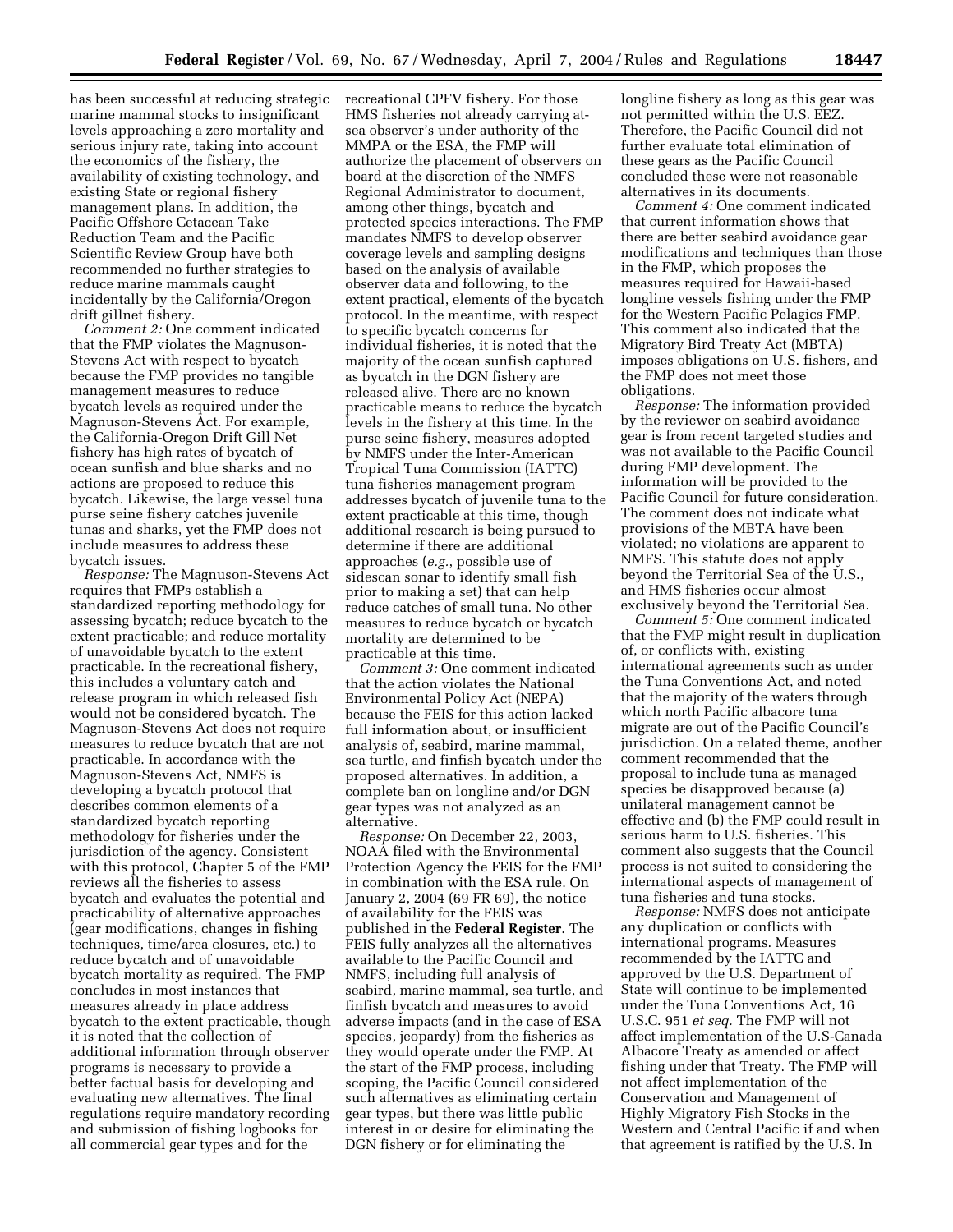has been successful at reducing strategic marine mammal stocks to insignificant levels approaching a zero mortality and serious injury rate, taking into account the economics of the fishery, the availability of existing technology, and existing State or regional fishery management plans. In addition, the Pacific Offshore Cetacean Take Reduction Team and the Pacific Scientific Review Group have both recommended no further strategies to reduce marine mammals caught incidentally by the California/Oregon drift gillnet fishery.

*Comment 2:* One comment indicated that the FMP violates the Magnuson-Stevens Act with respect to bycatch because the FMP provides no tangible management measures to reduce bycatch levels as required under the Magnuson-Stevens Act. For example, the California-Oregon Drift Gill Net fishery has high rates of bycatch of ocean sunfish and blue sharks and no actions are proposed to reduce this bycatch. Likewise, the large vessel tuna purse seine fishery catches juvenile tunas and sharks, yet the FMP does not include measures to address these bycatch issues.

*Response:* The Magnuson-Stevens Act requires that FMPs establish a standardized reporting methodology for assessing bycatch; reduce bycatch to the extent practicable; and reduce mortality of unavoidable bycatch to the extent practicable. In the recreational fishery, this includes a voluntary catch and release program in which released fish would not be considered bycatch. The Magnuson-Stevens Act does not require measures to reduce bycatch that are not practicable. In accordance with the Magnuson-Stevens Act, NMFS is developing a bycatch protocol that describes common elements of a standardized bycatch reporting methodology for fisheries under the jurisdiction of the agency. Consistent with this protocol, Chapter 5 of the FMP reviews all the fisheries to assess bycatch and evaluates the potential and practicability of alternative approaches (gear modifications, changes in fishing techniques, time/area closures, etc.) to reduce bycatch and of unavoidable bycatch mortality as required. The FMP concludes in most instances that measures already in place address bycatch to the extent practicable, though it is noted that the collection of additional information through observer programs is necessary to provide a better factual basis for developing and evaluating new alternatives. The final regulations require mandatory recording and submission of fishing logbooks for all commercial gear types and for the recreational CPFV fishery. For those HMS fisheries not already carrying at-sea observer's under authority of the MMPA or the ESA, the FMP will authorize the placement of observers on board at the discretion of the NMFS Regional Administrator to document, among other things, bycatch and protected species interactions. The FMP mandates NMFS to develop observer coverage levels and sampling designs based on the analysis of available observer data and following, to the extent practical, elements of the bycatch protocol. In the meantime, with respect to specific bycatch concerns for individual fisheries, it is noted that the majority of the ocean sunfish captured as bycatch in the DGN fishery are released alive. There are no known practicable means to reduce the bycatch levels in the fishery at this time. In the purse seine fishery, measures adopted by NMFS under the Inter-American Tropical Tuna Commission (IATTC) tuna fisheries management program addresses bycatch of juvenile tuna to the extent practicable at this time, though additional research is being pursued to determine if there are additional approaches (*e.g.*, possible use of sidescan sonar to identify small fish prior to making a set) that can help reduce catches of small tuna. No other measures to reduce bycatch or bycatch mortality are determined to be practicable at this time.

*Comment 3:* One comment indicated that the action violates the National Environmental Policy Act (NEPA) because the FEIS for this action lacked full information about, or insufficient analysis of, seabird, marine mammal, sea turtle, and finfish bycatch under the proposed alternatives. In addition, a complete ban on longline and/or DGN gear types was not analyzed as an alternative.

*Response:* On December 22, 2003, NOAA filed with the Environmental Protection Agency the FEIS for the FMP in combination with the ESA rule. On January 2, 2004 (69 FR 69), the notice of availability for the FEIS was published in the **Federal Register**. The FEIS fully analyzes all the alternatives available to the Pacific Council and NMFS, including full analysis of seabird, marine mammal, sea turtle, and finfish bycatch and measures to avoid adverse impacts (and in the case of ESA species, jeopardy) from the fisheries as they would operate under the FMP. At the start of the FMP process, including scoping, the Pacific Council considered such alternatives as eliminating certain gear types, but there was little public interest in or desire for eliminating the DGN fishery or for eliminating the longline fishery as long as this gear was not permitted within the U.S. EEZ. Therefore, the Pacific Council did not further evaluate total elimination of these gears as the Pacific Council concluded these were not reasonable alternatives in its documents.

*Comment 4:* One comment indicated that current information shows that there are better seabird avoidance gear modifications and techniques than those in the FMP, which proposes the measures required for Hawaii-based longline vessels fishing under the FMP for the Western Pacific Pelagics FMP. This comment also indicated that the Migratory Bird Treaty Act (MBTA) imposes obligations on U.S. fishers, and the FMP does not meet those obligations.

*Response:* The information provided by the reviewer on seabird avoidance gear is from recent targeted studies and was not available to the Pacific Council during FMP development. The information will be provided to the Pacific Council for future consideration. The comment does not indicate what provisions of the MBTA have been violated; no violations are apparent to NMFS. This statute does not apply beyond the Territorial Sea of the U.S., and HMS fisheries occur almost exclusively beyond the Territorial Sea.

*Comment 5:* One comment indicated that the FMP might result in duplication of, or conflicts with, existing international agreements such as under the Tuna Conventions Act, and noted that the majority of the waters through which north Pacific albacore tuna migrate are out of the Pacific Council's jurisdiction. On a related theme, another comment recommended that the proposal to include tuna as managed species be disapproved because (a) unilateral management cannot be effective and (b) the FMP could result in serious harm to U.S. fisheries. This comment also suggests that the Council process is not suited to considering the international aspects of management of tuna fisheries and tuna stocks.

*Response:* NMFS does not anticipate any duplication or conflicts with international programs. Measures recommended by the IATTC and approved by the U.S. Department of State will continue to be implemented under the Tuna Conventions Act, 16 U.S.C. 951 *et seq.* The FMP will not affect implementation of the U.S-Canada Albacore Treaty as amended or affect fishing under that Treaty. The FMP will not affect implementation of the Conservation and Management of Highly Migratory Fish Stocks in the Western and Central Pacific if and when that agreement is ratified by the U.S. In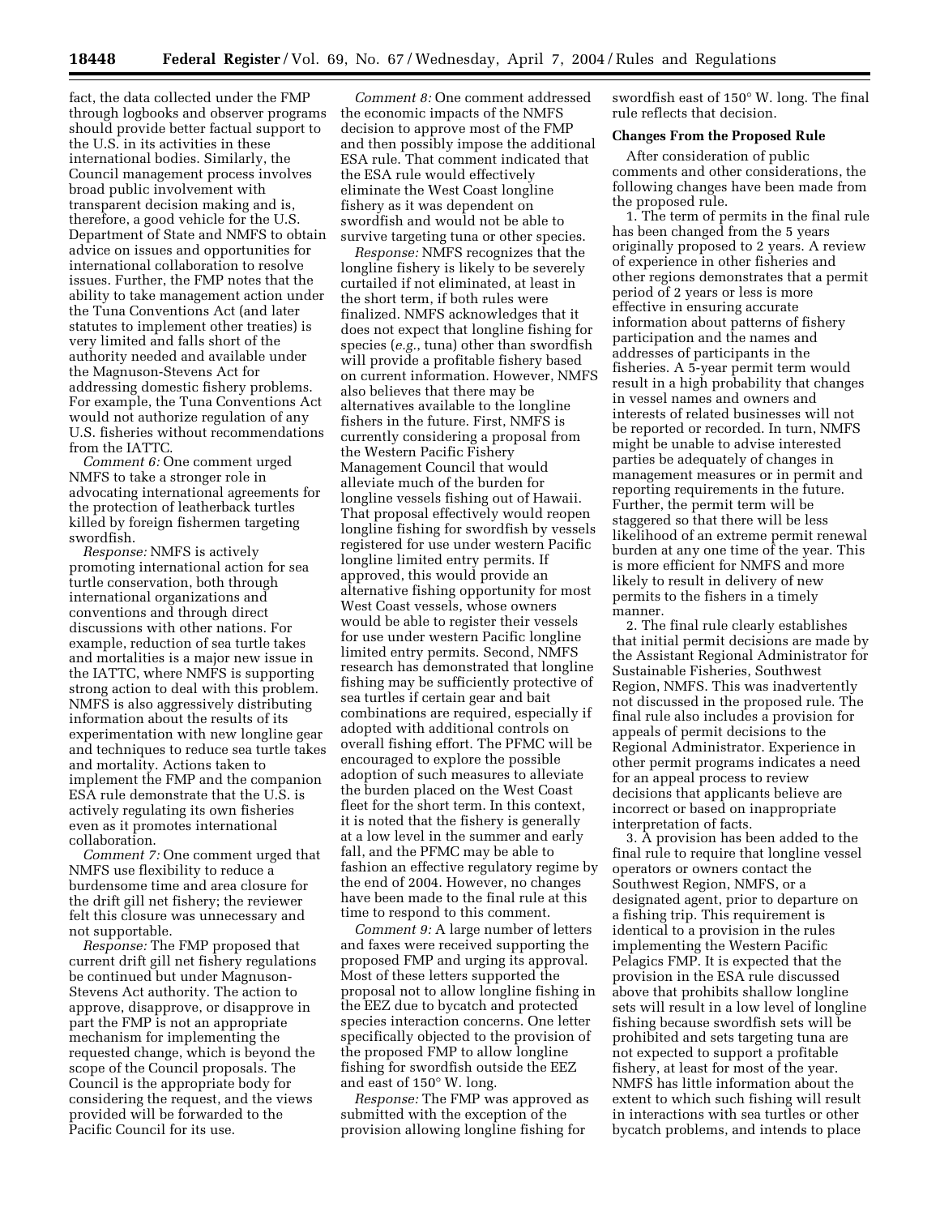fact, the data collected under the FMP through logbooks and observer programs should provide better factual support to the U.S. in its activities in these international bodies. Similarly, the Council management process involves broad public involvement with transparent decision making and is, therefore, a good vehicle for the U.S. Department of State and NMFS to obtain advice on issues and opportunities for international collaboration to resolve issues. Further, the FMP notes that the ability to take management action under the Tuna Conventions Act (and later statutes to implement other treaties) is very limited and falls short of the authority needed and available under the Magnuson-Stevens Act for addressing domestic fishery problems. For example, the Tuna Conventions Act would not authorize regulation of any U.S. fisheries without recommendations from the IATTC.

*Comment 6:* One comment urged NMFS to take a stronger role in advocating international agreements for the protection of leatherback turtles killed by foreign fishermen targeting swordfish.

*Response:* NMFS is actively promoting international action for sea turtle conservation, both through international organizations and conventions and through direct discussions with other nations. For example, reduction of sea turtle takes and mortalities is a major new issue in the IATTC, where NMFS is supporting strong action to deal with this problem. NMFS is also aggressively distributing information about the results of its experimentation with new longline gear and techniques to reduce sea turtle takes and mortality. Actions taken to implement the FMP and the companion ESA rule demonstrate that the U.S. is actively regulating its own fisheries even as it promotes international collaboration.

*Comment 7:* One comment urged that NMFS use flexibility to reduce a burdensome time and area closure for the drift gill net fishery; the reviewer felt this closure was unnecessary and not supportable.

*Response:* The FMP proposed that current drift gill net fishery regulations be continued but under Magnuson-Stevens Act authority. The action to approve, disapprove, or disapprove in part the FMP is not an appropriate mechanism for implementing the requested change, which is beyond the scope of the Council proposals. The Council is the appropriate body for considering the request, and the views provided will be forwarded to the Pacific Council for its use.

*Comment 8:* One comment addressed the economic impacts of the NMFS decision to approve most of the FMP and then possibly impose the additional ESA rule. That comment indicated that the ESA rule would effectively eliminate the West Coast longline fishery as it was dependent on swordfish and would not be able to survive targeting tuna or other species.

*Response:* NMFS recognizes that the longline fishery is likely to be severely curtailed if not eliminated, at least in the short term, if both rules were finalized. NMFS acknowledges that it does not expect that longline fishing for species (*e.g.*, tuna) other than swordfish will provide a profitable fishery based on current information. However, NMFS also believes that there may be alternatives available to the longline fishers in the future. First, NMFS is currently considering a proposal from the Western Pacific Fishery Management Council that would alleviate much of the burden for longline vessels fishing out of Hawaii. That proposal effectively would reopen longline fishing for swordfish by vessels registered for use under western Pacific longline limited entry permits. If approved, this would provide an alternative fishing opportunity for most West Coast vessels, whose owners would be able to register their vessels for use under western Pacific longline limited entry permits. Second, NMFS research has demonstrated that longline fishing may be sufficiently protective of sea turtles if certain gear and bait combinations are required, especially if adopted with additional controls on overall fishing effort. The PFMC will be encouraged to explore the possible adoption of such measures to alleviate the burden placed on the West Coast fleet for the short term. In this context, it is noted that the fishery is generally at a low level in the summer and early fall, and the PFMC may be able to fashion an effective regulatory regime by the end of 2004. However, no changes have been made to the final rule at this time to respond to this comment.

*Comment 9:* A large number of letters and faxes were received supporting the proposed FMP and urging its approval. Most of these letters supported the proposal not to allow longline fishing in the EEZ due to bycatch and protected species interaction concerns. One letter specifically objected to the provision of the proposed FMP to allow longline fishing for swordfish outside the EEZ and east of 150° W. long.

*Response:* The FMP was approved as submitted with the exception of the provision allowing longline fishing for swordfish east of 150° W. long. The final rule reflects that decision.

**Changes From the Proposed Rule**

After consideration of public comments and other considerations, the following changes have been made from the proposed rule.

1. The term of permits in the final rule has been changed from the 5 years originally proposed to 2 years. A review of experience in other fisheries and other regions demonstrates that a permit period of 2 years or less is more effective in ensuring accurate information about patterns of fishery participation and the names and addresses of participants in the fisheries. A 5-year permit term would result in a high probability that changes in vessel names and owners and interests of related businesses will not be reported or recorded. In turn, NMFS might be unable to advise interested parties be adequately of changes in management measures or in permit and reporting requirements in the future. Further, the permit term will be staggered so that there will be less likelihood of an extreme permit renewal burden at any one time of the year. This is more efficient for NMFS and more likely to result in delivery of new permits to the fishers in a timely manner.

2. The final rule clearly establishes that initial permit decisions are made by the Assistant Regional Administrator for Sustainable Fisheries, Southwest Region, NMFS. This was inadvertently not discussed in the proposed rule. The final rule also includes a provision for appeals of permit decisions to the Regional Administrator. Experience in other permit programs indicates a need for an appeal process to review decisions that applicants believe are incorrect or based on inappropriate interpretation of facts.

3. A provision has been added to the final rule to require that longline vessel operators or owners contact the Southwest Region, NMFS, or a designated agent, prior to departure on a fishing trip. This requirement is identical to a provision in the rules implementing the Western Pacific Pelagics FMP. It is expected that the provision in the ESA rule discussed above that prohibits shallow longline sets will result in a low level of longline fishing because swordfish sets will be prohibited and sets targeting tuna are not expected to support a profitable fishery, at least for most of the year. NMFS has little information about the extent to which such fishing will result in interactions with sea turtles or other bycatch problems, and intends to place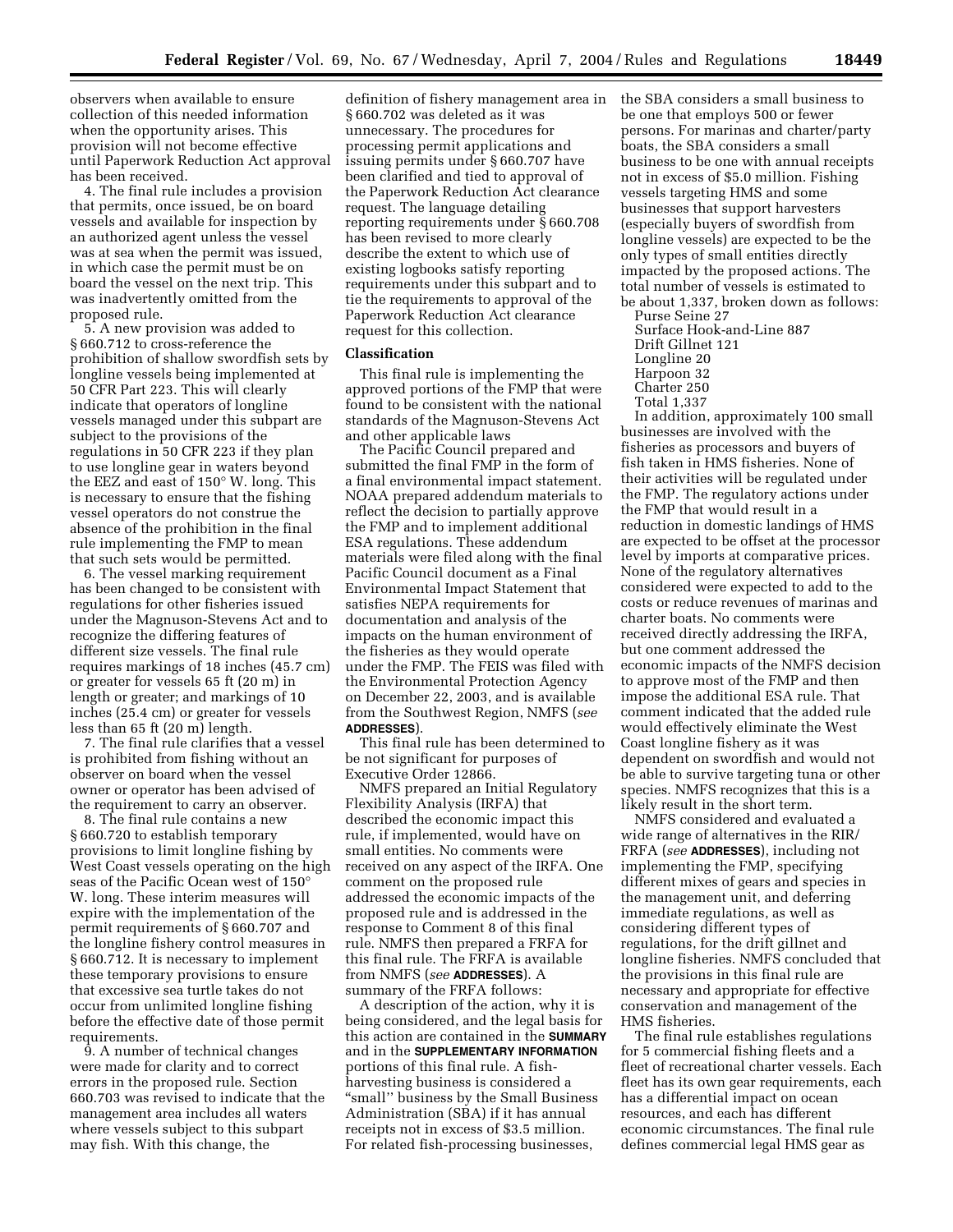observers when available to ensure collection of this needed information when the opportunity arises. This provision will not become effective until Paperwork Reduction Act approval has been received.

4. The final rule includes a provision that permits, once issued, be on board vessels and available for inspection by an authorized agent unless the vessel was at sea when the permit was issued, in which case the permit must be on board the vessel on the next trip. This was inadvertently omitted from the proposed rule.

5. A new provision was added to § 660.712 to cross-reference the prohibition of shallow swordfish sets by longline vessels being implemented at 50 CFR Part 223. This will clearly indicate that operators of longline vessels managed under this subpart are subject to the provisions of the regulations in 50 CFR 223 if they plan to use longline gear in waters beyond the EEZ and east of 150° W. long. This is necessary to ensure that the fishing vessel operators do not construe the absence of the prohibition in the final rule implementing the FMP to mean that such sets would be permitted.

6. The vessel marking requirement has been changed to be consistent with regulations for other fisheries issued under the Magnuson-Stevens Act and to recognize the differing features of different size vessels. The final rule requires markings of 18 inches (45.7 cm) or greater for vessels 65 ft (20 m) in length or greater; and markings of 10 inches (25.4 cm) or greater for vessels less than 65 ft (20 m) length.

7. The final rule clarifies that a vessel is prohibited from fishing without an observer on board when the vessel owner or operator has been advised of the requirement to carry an observer.

8. The final rule contains a new § 660.720 to establish temporary provisions to limit longline fishing by West Coast vessels operating on the high seas of the Pacific Ocean west of 150° W. long. These interim measures will expire with the implementation of the permit requirements of § 660.707 and the longline fishery control measures in § 660.712. It is necessary to implement these temporary provisions to ensure that excessive sea turtle takes do not occur from unlimited longline fishing before the effective date of those permit requirements.

9. A number of technical changes were made for clarity and to correct errors in the proposed rule. Section 660.703 was revised to indicate that the management area includes all waters where vessels subject to this subpart may fish. With this change, the definition of fishery management area in § 660.702 was deleted as it was unnecessary. The procedures for processing permit applications and issuing permits under § 660.707 have been clarified and tied to approval of the Paperwork Reduction Act clearance request. The language detailing reporting requirements under § 660.708 has been revised to more clearly describe the extent to which use of existing logbooks satisfy reporting requirements under this subpart and to tie the requirements to approval of the Paperwork Reduction Act clearance request for this collection.

## Classification

This final rule is implementing the approved portions of the FMP that were found to be consistent with the national standards of the Magnuson-Stevens Act and other applicable laws

The Pacific Council prepared and submitted the final FMP in the form of a final environmental impact statement. NOAA prepared addendum materials to reflect the decision to partially approve the FMP and to implement additional ESA regulations. These addendum materials were filed along with the final Pacific Council document as a Final Environmental Impact Statement that satisfies NEPA requirements for documentation and analysis of the impacts on the human environment of the fisheries as they would operate under the FMP. The FEIS was filed with the Environmental Protection Agency on December 22, 2003, and is available from the Southwest Region, NMFS (*see* **ADDRESSES**).

This final rule has been determined to be not significant for purposes of Executive Order 12866.

NMFS prepared an Initial Regulatory Flexibility Analysis (IRFA) that described the economic impact this rule, if implemented, would have on small entities. No comments were received on any aspect of the IRFA. One comment on the proposed rule addressed the economic impacts of the proposed rule and is addressed in the response to Comment 8 of this final rule. NMFS then prepared a FRFA for this final rule. The FRFA is available from NMFS (*see* **ADDRESSES**). A summary of the FRFA follows:

A description of the action, why it is being considered, and the legal basis for this action are contained in the **SUMMARY** and in the **SUPPLEMENTARY INFORMATION** portions of this final rule. A fish-harvesting business is considered a "small'' business by the Small Business Administration (SBA) if it has annual receipts not in excess of $3.5 million. For related fish-processing businesses, the SBA considers a small business to be one that employs 500 or fewer persons. For marinas and charter/party boats, the SBA considers a small business to be one with annual receipts not in excess of $5.0 million. Fishing vessels targeting HMS and some businesses that support harvesters (especially buyers of swordfish from longline vessels) are expected to be the only types of small entities directly impacted by the proposed actions. The total number of vessels is estimated to be about 1,337, broken down as follows:

Purse Seine 27
Surface Hook-and-Line 887
Drift Gillnet 121
Longline 20
Harpoon 32
Charter 250
Total 1,337

In addition, approximately 100 small businesses are involved with the fisheries as processors and buyers of fish taken in HMS fisheries. None of their activities will be regulated under the FMP. The regulatory actions under the FMP that would result in a reduction in domestic landings of HMS are expected to be offset at the processor level by imports at comparative prices. None of the regulatory alternatives considered were expected to add to the costs or reduce revenues of marinas and charter boats. No comments were received directly addressing the IRFA, but one comment addressed the economic impacts of the NMFS decision to approve most of the FMP and then impose the additional ESA rule. That comment indicated that the added rule would effectively eliminate the West Coast longline fishery as it was dependent on swordfish and would not be able to survive targeting tuna or other species. NMFS recognizes that this is a likely result in the short term.

NMFS considered and evaluated a wide range of alternatives in the RIR/FRFA (*see* **ADDRESSES**), including not implementing the FMP, specifying different mixes of gears and species in the management unit, and deferring immediate regulations, as well as considering different types of regulations, for the drift gillnet and longline fisheries. NMFS concluded that the provisions in this final rule are necessary and appropriate for effective conservation and management of the HMS fisheries.

The final rule establishes regulations for 5 commercial fishing fleets and a fleet of recreational charter vessels. Each fleet has its own gear requirements, each has a differential impact on ocean resources, and each has different economic circumstances. The final rule defines commercial legal HMS gear as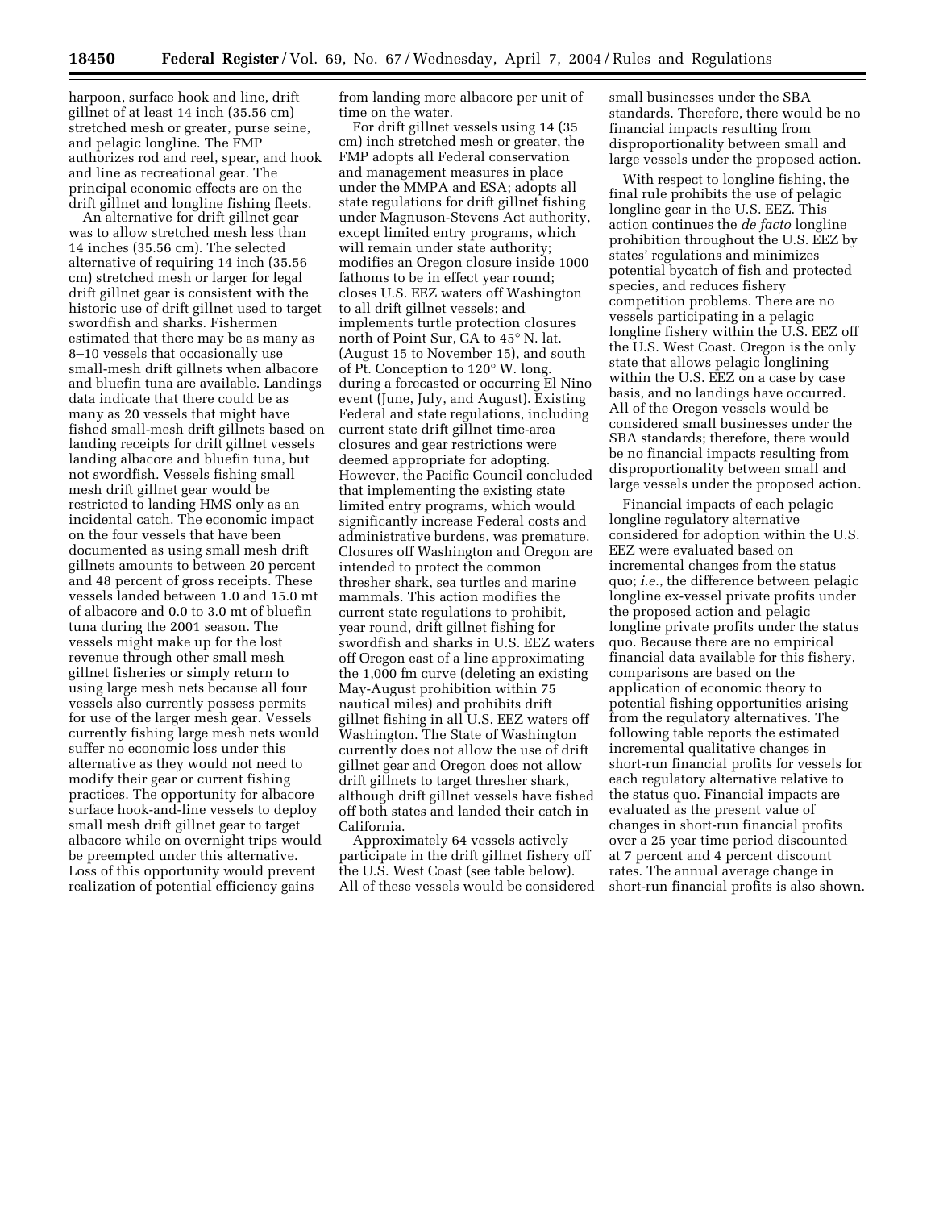harpoon, surface hook and line, drift gillnet of at least 14 inch (35.56 cm) stretched mesh or greater, purse seine, and pelagic longline. The FMP authorizes rod and reel, spear, and hook and line as recreational gear. The principal economic effects are on the drift gillnet and longline fishing fleets.

An alternative for drift gillnet gear was to allow stretched mesh less than 14 inches (35.56 cm). The selected alternative of requiring 14 inch (35.56 cm) stretched mesh or larger for legal drift gillnet gear is consistent with the historic use of drift gillnet used to target swordfish and sharks. Fishermen estimated that there may be as many as 8–10 vessels that occasionally use small-mesh drift gillnets when albacore and bluefin tuna are available. Landings data indicate that there could be as many as 20 vessels that might have fished small-mesh drift gillnets based on landing receipts for drift gillnet vessels landing albacore and bluefin tuna, but not swordfish. Vessels fishing small mesh drift gillnet gear would be restricted to landing HMS only as an incidental catch. The economic impact on the four vessels that have been documented as using small mesh drift gillnets amounts to between 20 percent and 48 percent of gross receipts. These vessels landed between 1.0 and 15.0 mt of albacore and 0.0 to 3.0 mt of bluefin tuna during the 2001 season. The vessels might make up for the lost revenue through other small mesh gillnet fisheries or simply return to using large mesh nets because all four vessels also currently possess permits for use of the larger mesh gear. Vessels currently fishing large mesh nets would suffer no economic loss under this alternative as they would not need to modify their gear or current fishing practices. The opportunity for albacore surface hook-and-line vessels to deploy small mesh drift gillnet gear to target albacore while on overnight trips would be preempted under this alternative. Loss of this opportunity would prevent realization of potential efficiency gains from landing more albacore per unit of time on the water.

For drift gillnet vessels using 14 (35 cm) inch stretched mesh or greater, the FMP adopts all Federal conservation and management measures in place under the MMPA and ESA; adopts all state regulations for drift gillnet fishing under Magnuson-Stevens Act authority, except limited entry programs, which will remain under state authority; modifies an Oregon closure inside 1000 fathoms to be in effect year round; closes U.S. EEZ waters off Washington to all drift gillnet vessels; and implements turtle protection closures north of Point Sur, CA to 45° N. lat. (August 15 to November 15), and south of Pt. Conception to 120° W. long. during a forecasted or occurring El Nino event (June, July, and August). Existing Federal and state regulations, including current state drift gillnet time-area closures and gear restrictions were deemed appropriate for adopting. However, the Pacific Council concluded that implementing the existing state limited entry programs, which would significantly increase Federal costs and administrative burdens, was premature. Closures off Washington and Oregon are intended to protect the common thresher shark, sea turtles and marine mammals. This action modifies the current state regulations to prohibit, year round, drift gillnet fishing for swordfish and sharks in U.S. EEZ waters off Oregon east of a line approximating the 1,000 fm curve (deleting an existing May-August prohibition within 75 nautical miles) and prohibits drift gillnet fishing in all U.S. EEZ waters off Washington. The State of Washington currently does not allow the use of drift gillnet gear and Oregon does not allow drift gillnets to target thresher shark, although drift gillnet vessels have fished off both states and landed their catch in California.

Approximately 64 vessels actively participate in the drift gillnet fishery off the U.S. West Coast (see table below). All of these vessels would be considered small businesses under the SBA standards. Therefore, there would be no financial impacts resulting from disproportionality between small and large vessels under the proposed action.

With respect to longline fishing, the final rule prohibits the use of pelagic longline gear in the U.S. EEZ. This action continues the *de facto* longline prohibition throughout the U.S. EEZ by states' regulations and minimizes potential bycatch of fish and protected species, and reduces fishery competition problems. There are no vessels participating in a pelagic longline fishery within the U.S. EEZ off the U.S. West Coast. Oregon is the only state that allows pelagic longlining within the U.S. EEZ on a case by case basis, and no landings have occurred. All of the Oregon vessels would be considered small businesses under the SBA standards; therefore, there would be no financial impacts resulting from disproportionality between small and large vessels under the proposed action.

Financial impacts of each pelagic longline regulatory alternative considered for adoption within the U.S. EEZ were evaluated based on incremental changes from the status quo; *i.e.*, the difference between pelagic longline ex-vessel private profits under the proposed action and pelagic longline private profits under the status quo. Because there are no empirical financial data available for this fishery, comparisons are based on the application of economic theory to potential fishing opportunities arising from the regulatory alternatives. The following table reports the estimated incremental qualitative changes in short-run financial profits for vessels for each regulatory alternative relative to the status quo. Financial impacts are evaluated as the present value of changes in short-run financial profits over a 25 year time period discounted at 7 percent and 4 percent discount rates. The annual average change in short-run financial profits is also shown.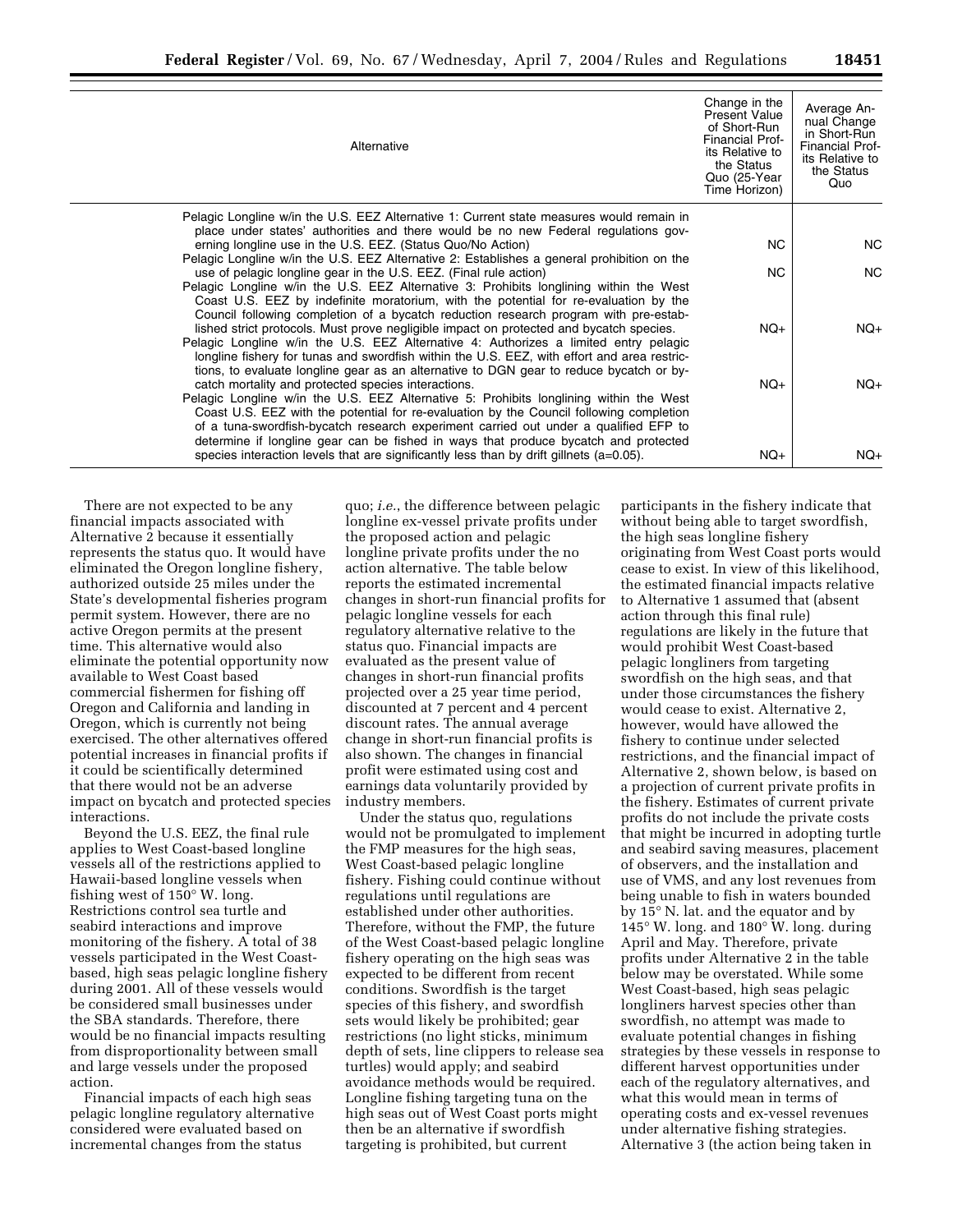| Alternative | Change in the Present Value of Short-Run Financial Profits Relative to the Status Quo (25-Year Time Horizon) | Average Annual Change in Short-Run Financial Profits Relative to the Status Quo |
|---|---|---|
| Pelagic Longline w/in the U.S. EEZ Alternative 1: Current state measures would remain in place under states' authorities and there would be no new Federal regulations governing longline use in the U.S. EEZ. (Status Quo/No Action) | NC | NC |
| Pelagic Longline w/in the U.S. EEZ Alternative 2: Establishes a general prohibition on the use of pelagic longline gear in the U.S. EEZ. (Final rule action) | NC | NC |
| Pelagic Longline w/in the U.S. EEZ Alternative 3: Prohibits longlining within the West Coast U.S. EEZ by indefinite moratorium, with the potential for re-evaluation by the Council following completion of a bycatch reduction research program with pre-established strict protocols. Must prove negligible impact on protected and bycatch species. | NQ+ | NQ+ |
| Pelagic Longline w/in the U.S. EEZ Alternative 4: Authorizes a limited entry pelagic longline fishery for tunas and swordfish within the U.S. EEZ, with effort and area restrictions, to evaluate longline gear as an alternative to DGN gear to reduce bycatch or bycatch mortality and protected species interactions. | NQ+ | NQ+ |
| Pelagic Longline w/in the U.S. EEZ Alternative 5: Prohibits longlining within the West Coast U.S. EEZ with the potential for re-evaluation by the Council following completion of a tuna-swordfish-bycatch research experiment carried out under a qualified EFP to determine if longline gear can be fished in ways that produce bycatch and protected species interaction levels that are significantly less than by drift gillnets (a=0.05). | NQ+ | NQ+ |

There are not expected to be any financial impacts associated with Alternative 2 because it essentially represents the status quo. It would have eliminated the Oregon longline fishery, authorized outside 25 miles under the State's developmental fisheries program permit system. However, there are no active Oregon permits at the present time. This alternative would also eliminate the potential opportunity now available to West Coast based commercial fishermen for fishing off Oregon and California and landing in Oregon, which is currently not being exercised. The other alternatives offered potential increases in financial profits if it could be scientifically determined that there would not be an adverse impact on bycatch and protected species interactions.

Beyond the U.S. EEZ, the final rule applies to West Coast-based longline vessels all of the restrictions applied to Hawaii-based longline vessels when fishing west of 150° W. long. Restrictions control sea turtle and seabird interactions and improve monitoring of the fishery. A total of 38 vessels participated in the West Coast-based, high seas pelagic longline fishery during 2001. All of these vessels would be considered small businesses under the SBA standards. Therefore, there would be no financial impacts resulting from disproportionality between small and large vessels under the proposed action.

Financial impacts of each high seas pelagic longline regulatory alternative considered were evaluated based on incremental changes from the status quo; *i.e.*, the difference between pelagic longline ex-vessel private profits under the proposed action and pelagic longline private profits under the no action alternative. The table below reports the estimated incremental changes in short-run financial profits for pelagic longline vessels for each regulatory alternative relative to the status quo. Financial impacts are evaluated as the present value of changes in short-run financial profits projected over a 25 year time period, discounted at 7 percent and 4 percent discount rates. The annual average change in short-run financial profits is also shown. The changes in financial profit were estimated using cost and earnings data voluntarily provided by industry members.

Under the status quo, regulations would not be promulgated to implement the FMP measures for the high seas, West Coast-based pelagic longline fishery. Fishing could continue without regulations until regulations are established under other authorities. Therefore, without the FMP, the future of the West Coast-based pelagic longline fishery operating on the high seas was expected to be different from recent conditions. Swordfish is the target species of this fishery, and swordfish sets would likely be prohibited; gear restrictions (no light sticks, minimum depth of sets, line clippers to release sea turtles) would apply; and seabird avoidance methods would be required. Longline fishing targeting tuna on the high seas out of West Coast ports might then be an alternative if swordfish targeting is prohibited, but current participants in the fishery indicate that without being able to target swordfish, the high seas longline fishery originating from West Coast ports would cease to exist. In view of this likelihood, the estimated financial impacts relative to Alternative 1 assumed that (absent action through this final rule) regulations are likely in the future that would prohibit West Coast-based pelagic longliners from targeting swordfish on the high seas, and that under those circumstances the fishery would cease to exist. Alternative 2, however, would have allowed the fishery to continue under selected restrictions, and the financial impact of Alternative 2, shown below, is based on a projection of current private profits in the fishery. Estimates of current private profits do not include the private costs that might be incurred in adopting turtle and seabird saving measures, placement of observers, and the installation and use of VMS, and any lost revenues from being unable to fish in waters bounded by 15° N. lat. and the equator and by 145° W. long. and 180° W. long. during April and May. Therefore, private profits under Alternative 2 in the table below may be overstated. While some West Coast-based, high seas pelagic longliners harvest species other than swordfish, no attempt was made to evaluate potential changes in fishing strategies by these vessels in response to different harvest opportunities under each of the regulatory alternatives, and what this would mean in terms of operating costs and ex-vessel revenues under alternative fishing strategies. Alternative 3 (the action being taken in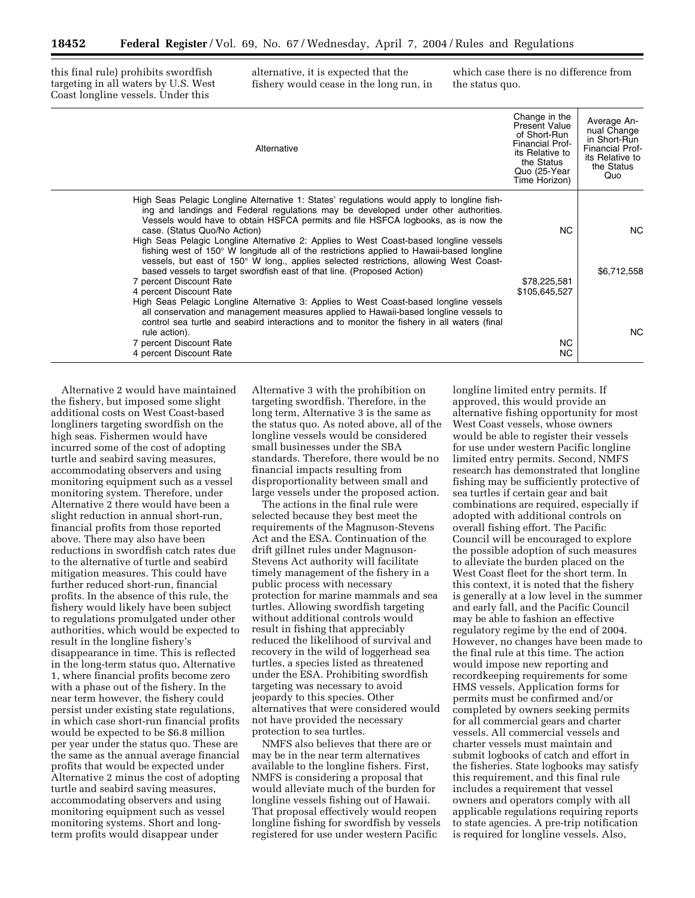this final rule) prohibits swordfish targeting in all waters by U.S. West Coast longline vessels. Under this alternative, it is expected that the fishery would cease in the long run, in which case there is no difference from the status quo.

| Alternative | Change in the Present Value of Short-Run Financial Profits Relative to the Status Quo (25-Year Time Horizon) | Average Annual Change in Short-Run Financial Profits Relative to the Status Quo |
|---|---|---|
| High Seas Pelagic Longline Alternative 1: States' regulations would apply to longline fishing and landings and Federal regulations may be developed under other authorities. Vessels would have to obtain HSFCA permits and file HSFCA logbooks, as is now the case. (Status Quo/No Action) | NC | NC |
| High Seas Pelagic Longline Alternative 2: Applies to West Coast-based longline vessels fishing west of 150° W longitude all of the restrictions applied to Hawaii-based longline vessels, but east of 150° W long., applies selected restrictions, allowing West Coast-based vessels to target swordfish east of that line. (Proposed Action) | | $6,712,558 |
| 7 percent Discount Rate | $78,225,581 | |
| 4 percent Discount Rate | $105,645,527 | |
| High Seas Pelagic Longline Alternative 3: Applies to West Coast-based longline vessels all conservation and management measures applied to Hawaii-based longline vessels to control sea turtle and seabird interactions and to monitor the fishery in all waters (final rule action). | | NC |
| 7 percent Discount Rate | NC | |
| 4 percent Discount Rate | NC | |

Alternative 2 would have maintained the fishery, but imposed some slight additional costs on West Coast-based longliners targeting swordfish on the high seas. Fishermen would have incurred some of the cost of adopting turtle and seabird saving measures, accommodating observers and using monitoring equipment such as a vessel monitoring system. Therefore, under Alternative 2 there would have been a slight reduction in annual short-run, financial profits from those reported above. There may also have been reductions in swordfish catch rates due to the alternative of turtle and seabird mitigation measures. This could have further reduced short-run, financial profits. In the absence of this rule, the fishery would likely have been subject to regulations promulgated under other authorities, which would be expected to result in the longline fishery's disappearance in time. This is reflected in the long-term status quo, Alternative 1, where financial profits become zero with a phase out of the fishery. In the near term however, the fishery could persist under existing state regulations, in which case short-run financial profits would be expected to be $6.8 million per year under the status quo. These are the same as the annual average financial profits that would be expected under Alternative 2 minus the cost of adopting turtle and seabird saving measures, accommodating observers and using monitoring equipment such as vessel monitoring systems. Short and long-term profits would disappear under Alternative 3 with the prohibition on targeting swordfish. Therefore, in the long term, Alternative 3 is the same as the status quo. As noted above, all of the longline vessels would be considered small businesses under the SBA standards. Therefore, there would be no financial impacts resulting from disproportionality between small and large vessels under the proposed action.

The actions in the final rule were selected because they best meet the requirements of the Magnuson-Stevens Act and the ESA. Continuation of the drift gillnet rules under Magnuson-Stevens Act authority will facilitate timely management of the fishery in a public process with necessary protection for marine mammals and sea turtles. Allowing swordfish targeting without additional controls would result in fishing that appreciably reduced the likelihood of survival and recovery in the wild of loggerhead sea turtles, a species listed as threatened under the ESA. Prohibiting swordfish targeting was necessary to avoid jeopardy to this species. Other alternatives that were considered would not have provided the necessary protection to sea turtles.

NMFS also believes that there are or may be in the near term alternatives available to the longline fishers. First, NMFS is considering a proposal that would alleviate much of the burden for longline vessels fishing out of Hawaii. That proposal effectively would reopen longline fishing for swordfish by vessels registered for use under western Pacific longline limited entry permits. If approved, this would provide an alternative fishing opportunity for most West Coast vessels, whose owners would be able to register their vessels for use under western Pacific longline limited entry permits. Second, NMFS research has demonstrated that longline fishing may be sufficiently protective of sea turtles if certain gear and bait combinations are required, especially if adopted with additional controls on overall fishing effort. The Pacific Council will be encouraged to explore the possible adoption of such measures to alleviate the burden placed on the West Coast fleet for the short term. In this context, it is noted that the fishery is generally at a low level in the summer and early fall, and the Pacific Council may be able to fashion an effective regulatory regime by the end of 2004. However, no changes have been made to the final rule at this time. The action would impose new reporting and recordkeeping requirements for some HMS vessels. Application forms for permits must be confirmed and/or completed by owners seeking permits for all commercial gears and charter vessels. All commercial vessels and charter vessels must maintain and submit logbooks of catch and effort in the fisheries. State logbooks may satisfy this requirement, and this final rule includes a requirement that vessel owners and operators comply with all applicable regulations requiring reports to state agencies. A pre-trip notification is required for longline vessels. Also,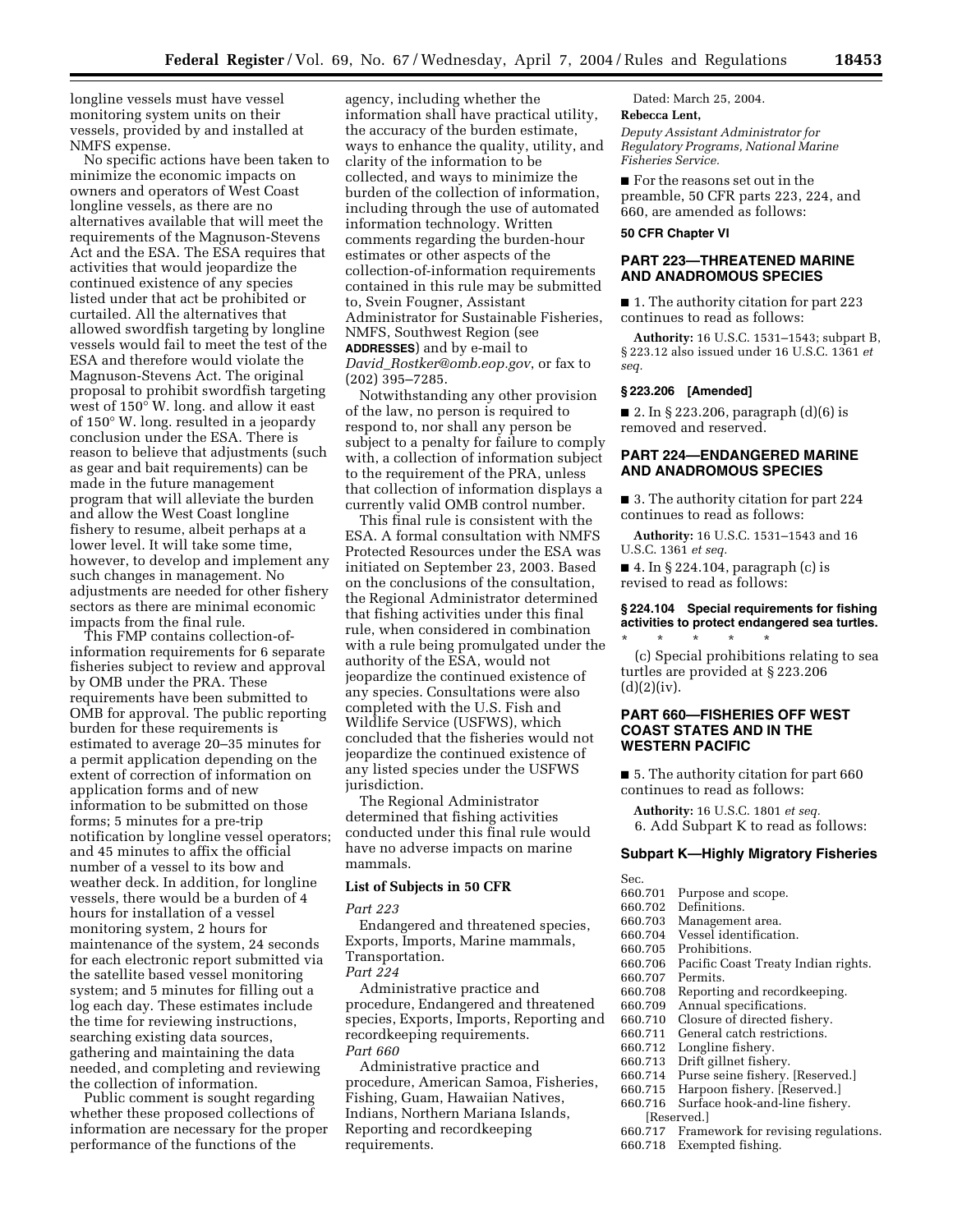longline vessels must have vessel monitoring system units on their vessels, provided by and installed at NMFS expense.

No specific actions have been taken to minimize the economic impacts on owners and operators of West Coast longline vessels, as there are no alternatives available that will meet the requirements of the Magnuson-Stevens Act and the ESA. The ESA requires that activities that would jeopardize the continued existence of any species listed under that act be prohibited or curtailed. All the alternatives that allowed swordfish targeting by longline vessels would fail to meet the test of the ESA and therefore would violate the Magnuson-Stevens Act. The original proposal to prohibit swordfish targeting west of 150° W. long. and allow it east of 150° W. long. resulted in a jeopardy conclusion under the ESA. There is reason to believe that adjustments (such as gear and bait requirements) can be made in the future management program that will alleviate the burden and allow the West Coast longline fishery to resume, albeit perhaps at a lower level. It will take some time, however, to develop and implement any such changes in management. No adjustments are needed for other fishery sectors as there are minimal economic impacts from the final rule.

This FMP contains collection-of-information requirements for 6 separate fisheries subject to review and approval by OMB under the PRA. These requirements have been submitted to OMB for approval. The public reporting burden for these requirements is estimated to average 20–35 minutes for a permit application depending on the extent of correction of information on application forms and of new information to be submitted on those forms; 5 minutes for a pre-trip notification by longline vessel operators; and 45 minutes to affix the official number of a vessel to its bow and weather deck. In addition, for longline vessels, there would be a burden of 4 hours for installation of a vessel monitoring system, 2 hours for maintenance of the system, 24 seconds for each electronic report submitted via the satellite based vessel monitoring system; and 5 minutes for filling out a log each day. These estimates include the time for reviewing instructions, searching existing data sources, gathering and maintaining the data needed, and completing and reviewing the collection of information.

Public comment is sought regarding whether these proposed collections of information are necessary for the proper performance of the functions of the agency, including whether the information shall have practical utility, the accuracy of the burden estimate, ways to enhance the quality, utility, and clarity of the information to be collected, and ways to minimize the burden of the collection of information, including through the use of automated information technology. Written comments regarding the burden-hour estimates or other aspects of the collection-of-information requirements contained in this rule may be submitted to, Svein Fougner, Assistant Administrator for Sustainable Fisheries, NMFS, Southwest Region (see **ADDRESSES**) and by e-mail to *David_Rostker@omb.eop.gov*, or fax to (202) 395–7285.

Notwithstanding any other provision of the law, no person is required to respond to, nor shall any person be subject to a penalty for failure to comply with, a collection of information subject to the requirement of the PRA, unless that collection of information displays a currently valid OMB control number.

This final rule is consistent with the ESA. A formal consultation with NMFS Protected Resources under the ESA was initiated on September 23, 2003. Based on the conclusions of the consultation, the Regional Administrator determined that fishing activities under this final rule, when considered in combination with a rule being promulgated under the authority of the ESA, would not jeopardize the continued existence of any species. Consultations were also completed with the U.S. Fish and Wildlife Service (USFWS), which concluded that the fisheries would not jeopardize the continued existence of any listed species under the USFWS jurisdiction.

The Regional Administrator determined that fishing activities conducted under this final rule would have no adverse impacts on marine mammals.

## List of Subjects in 50 CFR

*Part 223*

Endangered and threatened species, Exports, Imports, Marine mammals, Transportation.

*Part 224*

Administrative practice and procedure, Endangered and threatened species, Exports, Imports, Reporting and recordkeeping requirements.

*Part 660*

Administrative practice and procedure, American Samoa, Fisheries, Fishing, Guam, Hawaiian Natives, Indians, Northern Mariana Islands, Reporting and recordkeeping requirements.

Dated: March 25, 2004.

**Rebecca Lent,**

*Deputy Assistant Administrator for Regulatory Programs, National Marine Fisheries Service.*

■ For the reasons set out in the preamble, 50 CFR parts 223, 224, and 660, are amended as follows:

**50 CFR Chapter VI**

## PART 223—THREATENED MARINE AND ANADROMOUS SPECIES

■ 1. The authority citation for part 223 continues to read as follows:

**Authority:** 16 U.S.C. 1531–1543; subpart B, § 223.12 also issued under 16 U.S.C. 1361 *et seq.*

### § 223.206 [Amended]

■ 2. In § 223.206, paragraph (d)(6) is removed and reserved.

## PART 224—ENDANGERED MARINE AND ANADROMOUS SPECIES

■ 3. The authority citation for part 224 continues to read as follows:

**Authority:** 16 U.S.C. 1531–1543 and 16 U.S.C. 1361 *et seq.*

■ 4. In § 224.104, paragraph (c) is revised to read as follows:

### § 224.104 Special requirements for fishing activities to protect endangered sea turtles.

\* \* \* \* \*

(c) Special prohibitions relating to sea turtles are provided at § 223.206 (d)(2)(iv).

## PART 660—FISHERIES OFF WEST COAST STATES AND IN THE WESTERN PACIFIC

■ 5. The authority citation for part 660 continues to read as follows:

**Authority:** 16 U.S.C. 1801 *et seq.*

6. Add Subpart K to read as follows:

### Subpart K—Highly Migratory Fisheries

Sec.
660.701 Purpose and scope.
660.702 Definitions.
660.703 Management area.
660.704 Vessel identification.
660.705 Prohibitions.
660.706 Pacific Coast Treaty Indian rights.
660.707 Permits.
660.708 Reporting and recordkeeping.
660.709 Annual specifications.
660.710 Closure of directed fishery.
660.711 General catch restrictions.
660.712 Longline fishery.
660.713 Drift gillnet fishery.
660.714 Purse seine fishery. [Reserved.]
660.715 Harpoon fishery. [Reserved.]
660.716 Surface hook-and-line fishery. [Reserved.]
660.717 Framework for revising regulations.
660.718 Exempted fishing.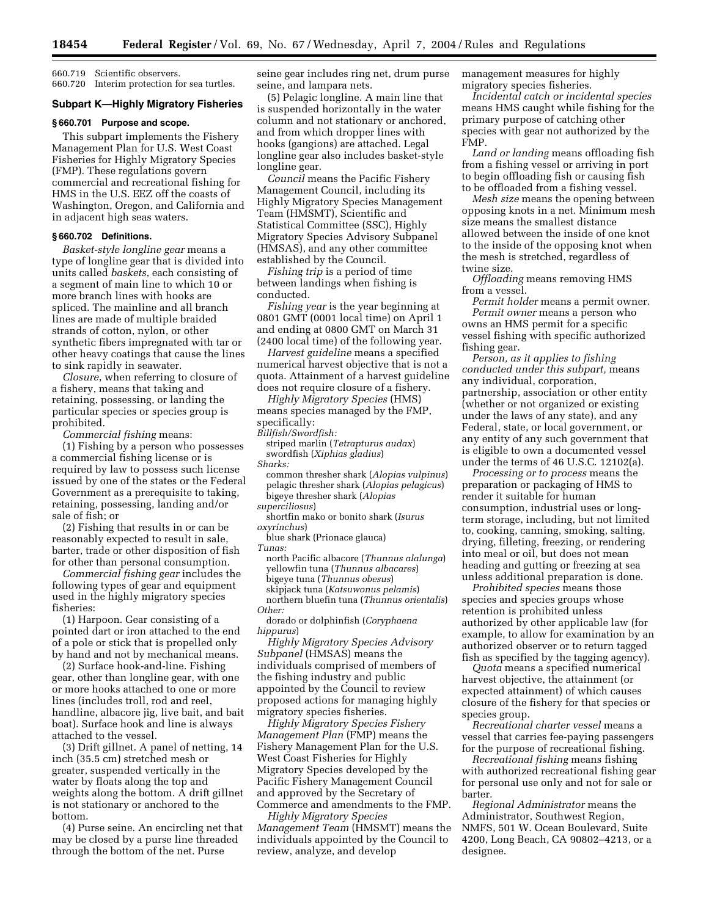660.719 Scientific observers.
660.720 Interim protection for sea turtles.

## Subpart K—Highly Migratory Fisheries

### § 660.701 Purpose and scope.

This subpart implements the Fishery Management Plan for U.S. West Coast Fisheries for Highly Migratory Species (FMP). These regulations govern commercial and recreational fishing for HMS in the U.S. EEZ off the coasts of Washington, Oregon, and California and in adjacent high seas waters.

### § 660.702 Definitions.

*Basket-style longline gear* means a type of longline gear that is divided into units called *baskets*, each consisting of a segment of main line to which 10 or more branch lines with hooks are spliced. The mainline and all branch lines are made of multiple braided strands of cotton, nylon, or other synthetic fibers impregnated with tar or other heavy coatings that cause the lines to sink rapidly in seawater.

*Closure*, when referring to closure of a fishery, means that taking and retaining, possessing, or landing the particular species or species group is prohibited.

*Commercial fishing* means:

(1) Fishing by a person who possesses a commercial fishing license or is required by law to possess such license issued by one of the states or the Federal Government as a prerequisite to taking, retaining, possessing, landing and/or sale of fish; or

(2) Fishing that results in or can be reasonably expected to result in sale, barter, trade or other disposition of fish for other than personal consumption.

*Commercial fishing gear* includes the following types of gear and equipment used in the highly migratory species fisheries:

(1) Harpoon. Gear consisting of a pointed dart or iron attached to the end of a pole or stick that is propelled only by hand and not by mechanical means.

(2) Surface hook-and-line. Fishing gear, other than longline gear, with one or more hooks attached to one or more lines (includes troll, rod and reel, handline, albacore jig, live bait, and bait boat). Surface hook and line is always attached to the vessel.

(3) Drift gillnet. A panel of netting, 14 inch (35.5 cm) stretched mesh or greater, suspended vertically in the water by floats along the top and weights along the bottom. A drift gillnet is not stationary or anchored to the bottom.

(4) Purse seine. An encircling net that may be closed by a purse line threaded through the bottom of the net. Purse seine gear includes ring net, drum purse seine, and lampara nets.

(5) Pelagic longline. A main line that is suspended horizontally in the water column and not stationary or anchored, and from which dropper lines with hooks (gangions) are attached. Legal longline gear also includes basket-style longline gear.

*Council* means the Pacific Fishery Management Council, including its Highly Migratory Species Management Team (HMSMT), Scientific and Statistical Committee (SSC), Highly Migratory Species Advisory Subpanel (HMSAS), and any other committee established by the Council.

*Fishing trip* is a period of time between landings when fishing is conducted.

*Fishing year* is the year beginning at 0801 GMT (0001 local time) on April 1 and ending at 0800 GMT on March 31 (2400 local time) of the following year.

*Harvest guideline* means a specified numerical harvest objective that is not a quota. Attainment of a harvest guideline does not require closure of a fishery.

*Highly Migratory Species* (HMS) means species managed by the FMP, specifically:

*Billfish/Swordfish:*
striped marlin (*Tetrapturus audax*)
swordfish (*Xiphias gladius*)

*Sharks:*
common thresher shark (*Alopias vulpinus*)
pelagic thresher shark (*Alopias pelagicus*)
bigeye thresher shark (*Alopias superciliosus*)
shortfin mako or bonito shark (*Isurus oxyrinchus*)
blue shark (Prionace glauca)

*Tunas:*
north Pacific albacore (*Thunnus alalunga*)
yellowfin tuna (*Thunnus albacares*)
bigeye tuna (*Thunnus obesus*)
skipjack tuna (*Katsuwonus pelamis*)
northern bluefin tuna (*Thunnus orientalis*)

*Other:*
dorado or dolphinfish (*Coryphaena hippurus*)

*Highly Migratory Species Advisory Subpanel* (HMSAS) means the individuals comprised of members of the fishing industry and public appointed by the Council to review proposed actions for managing highly migratory species fisheries.

*Highly Migratory Species Fishery Management Plan* (FMP) means the Fishery Management Plan for the U.S. West Coast Fisheries for Highly Migratory Species developed by the Pacific Fishery Management Council and approved by the Secretary of Commerce and amendments to the FMP.

*Highly Migratory Species Management Team* (HMSMT) means the individuals appointed by the Council to review, analyze, and develop management measures for highly migratory species fisheries.

*Incidental catch or incidental species* means HMS caught while fishing for the primary purpose of catching other species with gear not authorized by the FMP.

*Land or landing* means offloading fish from a fishing vessel or arriving in port to begin offloading fish or causing fish to be offloaded from a fishing vessel.

*Mesh size* means the opening between opposing knots in a net. Minimum mesh size means the smallest distance allowed between the inside of one knot to the inside of the opposing knot when the mesh is stretched, regardless of twine size.

*Offloading* means removing HMS from a vessel.

*Permit holder* means a permit owner.

*Permit owner* means a person who owns an HMS permit for a specific vessel fishing with specific authorized fishing gear.

*Person, as it applies to fishing conducted under this subpart,* means any individual, corporation, partnership, association or other entity (whether or not organized or existing under the laws of any state), and any Federal, state, or local government, or any entity of any such government that is eligible to own a documented vessel under the terms of 46 U.S.C. 12102(a).

*Processing or to process* means the preparation or packaging of HMS to render it suitable for human consumption, industrial uses or long-term storage, including, but not limited to, cooking, canning, smoking, salting, drying, filleting, freezing, or rendering into meal or oil, but does not mean heading and gutting or freezing at sea unless additional preparation is done.

*Prohibited species* means those species and species groups whose retention is prohibited unless authorized by other applicable law (for example, to allow for examination by an authorized observer or to return tagged fish as specified by the tagging agency).

*Quota* means a specified numerical harvest objective, the attainment (or expected attainment) of which causes closure of the fishery for that species or species group.

*Recreational charter vessel* means a vessel that carries fee-paying passengers for the purpose of recreational fishing.

*Recreational fishing* means fishing with authorized recreational fishing gear for personal use only and not for sale or barter.

*Regional Administrator* means the Administrator, Southwest Region, NMFS, 501 W. Ocean Boulevard, Suite 4200, Long Beach, CA 90802–4213, or a designee.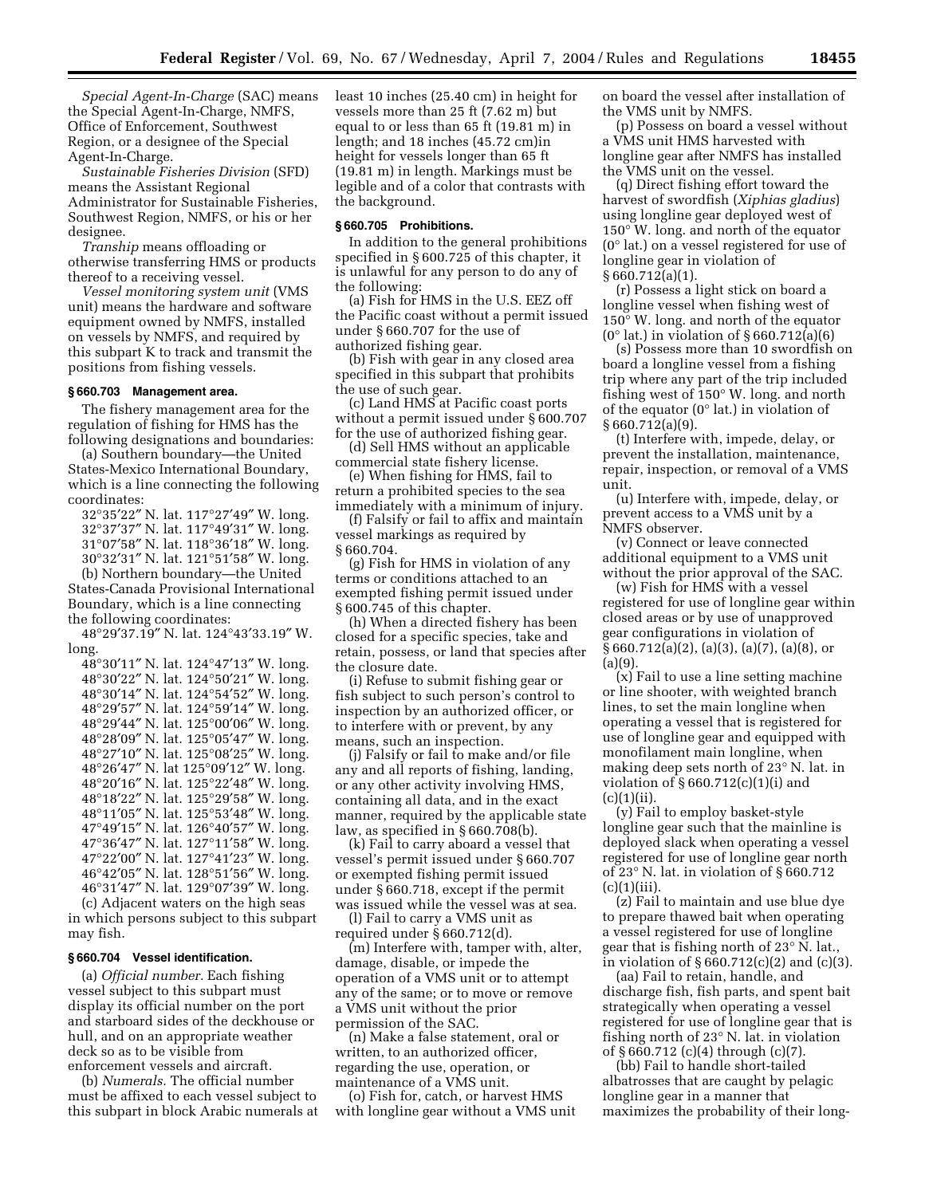*Special Agent-In-Charge* (SAC) means the Special Agent-In-Charge, NMFS, Office of Enforcement, Southwest Region, or a designee of the Special Agent-In-Charge.

*Sustainable Fisheries Division* (SFD) means the Assistant Regional Administrator for Sustainable Fisheries, Southwest Region, NMFS, or his or her designee.

*Tranship* means offloading or otherwise transferring HMS or products thereof to a receiving vessel.

*Vessel monitoring system unit* (VMS unit) means the hardware and software equipment owned by NMFS, installed on vessels by NMFS, and required by this subpart K to track and transmit the positions from fishing vessels.

### § 660.703 Management area.

The fishery management area for the regulation of fishing for HMS has the following designations and boundaries:

(a) Southern boundary—the United States-Mexico International Boundary, which is a line connecting the following coordinates:

32°35′22″ N. lat. 117°27′49″ W. long.
32°37′37″ N. lat. 117°49′31″ W. long.
31°07′58″ N. lat. 118°36′18″ W. long.
30°32′31″ N. lat. 121°51′58″ W. long.

(b) Northern boundary—the United States-Canada Provisional International Boundary, which is a line connecting the following coordinates:

48°29′37.19″ N. lat. 124°43′33.19″ W. long.
48°30′11″ N. lat. 124°47′13″ W. long.
48°30′22″ N. lat. 124°50′21″ W. long.
48°30′14″ N. lat. 124°54′52″ W. long.
48°29′57″ N. lat. 124°59′14″ W. long.
48°29′44″ N. lat. 125°00′06″ W. long.
48°28′09″ N. lat. 125°05′47″ W. long.
48°27′10″ N. lat. 125°08′25″ W. long.
48°26′47″ N. lat 125°09′12″ W. long.
48°20′16″ N. lat. 125°22′48″ W. long.
48°18′22″ N. lat. 125°29′58″ W. long.
48°11′05″ N. lat. 125°53′48″ W. long.
47°49′15″ N. lat. 126°40′57″ W. long.
47°36′47″ N. lat. 127°11′58″ W. long.
47°22′00″ N. lat. 127°41′23″ W. long.
46°42′05″ N. lat. 128°51′56″ W. long.
46°31′47″ N. lat. 129°07′39″ W. long.

(c) Adjacent waters on the high seas in which persons subject to this subpart may fish.

### § 660.704 Vessel identification.

(a) *Official number.* Each fishing vessel subject to this subpart must display its official number on the port and starboard sides of the deckhouse or hull, and on an appropriate weather deck so as to be visible from enforcement vessels and aircraft.

(b) *Numerals.* The official number must be affixed to each vessel subject to this subpart in block Arabic numerals at least 10 inches (25.40 cm) in height for vessels more than 25 ft (7.62 m) but equal to or less than 65 ft (19.81 m) in length; and 18 inches (45.72 cm)in height for vessels longer than 65 ft (19.81 m) in length. Markings must be legible and of a color that contrasts with the background.

### § 660.705 Prohibitions.

In addition to the general prohibitions specified in § 600.725 of this chapter, it is unlawful for any person to do any of the following:

(a) Fish for HMS in the U.S. EEZ off the Pacific coast without a permit issued under § 660.707 for the use of authorized fishing gear.

(b) Fish with gear in any closed area specified in this subpart that prohibits the use of such gear.

(c) Land HMS at Pacific coast ports without a permit issued under § 600.707 for the use of authorized fishing gear.

(d) Sell HMS without an applicable commercial state fishery license.

(e) When fishing for HMS, fail to return a prohibited species to the sea immediately with a minimum of injury.

(f) Falsify or fail to affix and maintain vessel markings as required by § 660.704.

(g) Fish for HMS in violation of any terms or conditions attached to an exempted fishing permit issued under § 600.745 of this chapter.

(h) When a directed fishery has been closed for a specific species, take and retain, possess, or land that species after the closure date.

(i) Refuse to submit fishing gear or fish subject to such person's control to inspection by an authorized officer, or to interfere with or prevent, by any means, such an inspection.

(j) Falsify or fail to make and/or file any and all reports of fishing, landing, or any other activity involving HMS, containing all data, and in the exact manner, required by the applicable state law, as specified in § 660.708(b).

(k) Fail to carry aboard a vessel that vessel's permit issued under § 660.707 or exempted fishing permit issued under § 660.718, except if the permit was issued while the vessel was at sea.

(l) Fail to carry a VMS unit as required under § 660.712(d).

(m) Interfere with, tamper with, alter, damage, disable, or impede the operation of a VMS unit or to attempt any of the same; or to move or remove a VMS unit without the prior permission of the SAC.

(n) Make a false statement, oral or written, to an authorized officer, regarding the use, operation, or maintenance of a VMS unit.

(o) Fish for, catch, or harvest HMS with longline gear without a VMS unit on board the vessel after installation of the VMS unit by NMFS.

(p) Possess on board a vessel without a VMS unit HMS harvested with longline gear after NMFS has installed the VMS unit on the vessel.

(q) Direct fishing effort toward the harvest of swordfish (*Xiphias gladius*) using longline gear deployed west of 150° W. long. and north of the equator (0° lat.) on a vessel registered for use of longline gear in violation of § 660.712(a)(1).

(r) Possess a light stick on board a longline vessel when fishing west of 150° W. long. and north of the equator (0° lat.) in violation of § 660.712(a)(6)

(s) Possess more than 10 swordfish on board a longline vessel from a fishing trip where any part of the trip included fishing west of 150° W. long. and north of the equator (0° lat.) in violation of § 660.712(a)(9).

(t) Interfere with, impede, delay, or prevent the installation, maintenance, repair, inspection, or removal of a VMS unit.

(u) Interfere with, impede, delay, or prevent access to a VMS unit by a NMFS observer.

(v) Connect or leave connected additional equipment to a VMS unit without the prior approval of the SAC.

(w) Fish for HMS with a vessel registered for use of longline gear within closed areas or by use of unapproved gear configurations in violation of § 660.712(a)(2), (a)(3), (a)(7), (a)(8), or (a)(9).

(x) Fail to use a line setting machine or line shooter, with weighted branch lines, to set the main longline when operating a vessel that is registered for use of longline gear and equipped with monofilament main longline, when making deep sets north of 23° N. lat. in violation of § 660.712(c)(1)(i) and (c)(1)(ii).

(y) Fail to employ basket-style longline gear such that the mainline is deployed slack when operating a vessel registered for use of longline gear north of 23° N. lat. in violation of § 660.712 (c)(1)(iii).

(z) Fail to maintain and use blue dye to prepare thawed bait when operating a vessel registered for use of longline gear that is fishing north of 23° N. lat., in violation of § 660.712(c)(2) and (c)(3).

(aa) Fail to retain, handle, and discharge fish, fish parts, and spent bait strategically when operating a vessel registered for use of longline gear that is fishing north of 23° N. lat. in violation of § 660.712 (c)(4) through (c)(7).

(bb) Fail to handle short-tailed albatrosses that are caught by pelagic longline gear in a manner that maximizes the probability of their long-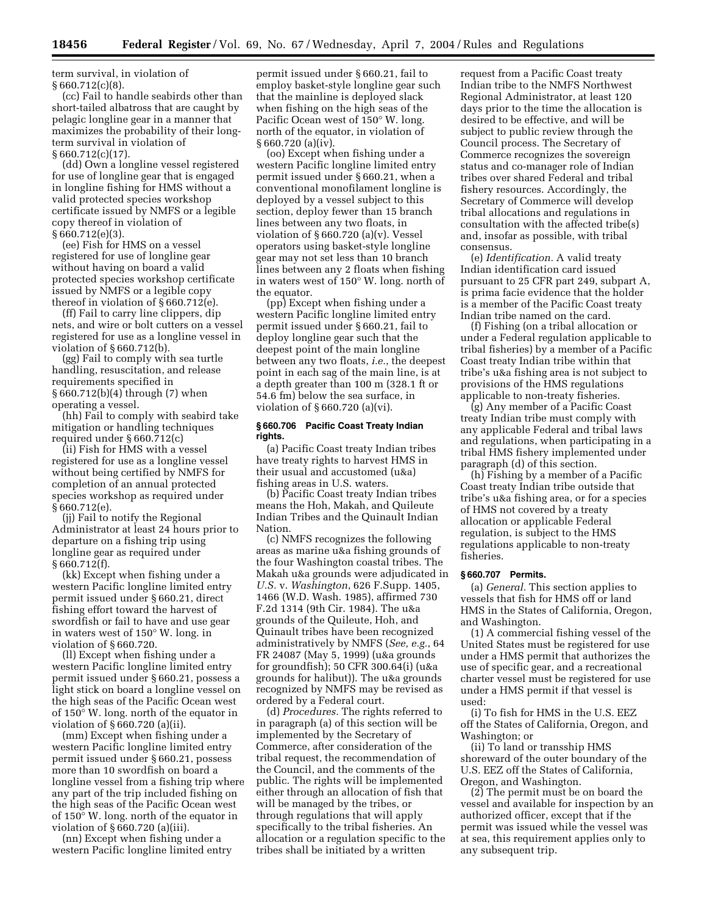term survival, in violation of § 660.712(c)(8).

(cc) Fail to handle seabirds other than short-tailed albatross that are caught by pelagic longline gear in a manner that maximizes the probability of their long-term survival in violation of § 660.712(c)(17).

(dd) Own a longline vessel registered for use of longline gear that is engaged in longline fishing for HMS without a valid protected species workshop certificate issued by NMFS or a legible copy thereof in violation of § 660.712(e)(3).

(ee) Fish for HMS on a vessel registered for use of longline gear without having on board a valid protected species workshop certificate issued by NMFS or a legible copy thereof in violation of § 660.712(e).

(ff) Fail to carry line clippers, dip nets, and wire or bolt cutters on a vessel registered for use as a longline vessel in violation of § 660.712(b).

(gg) Fail to comply with sea turtle handling, resuscitation, and release requirements specified in § 660.712(b)(4) through (7) when operating a vessel.

(hh) Fail to comply with seabird take mitigation or handling techniques required under § 660.712(c)

(ii) Fish for HMS with a vessel registered for use as a longline vessel without being certified by NMFS for completion of an annual protected species workshop as required under § 660.712(e).

(jj) Fail to notify the Regional Administrator at least 24 hours prior to departure on a fishing trip using longline gear as required under § 660.712(f).

(kk) Except when fishing under a western Pacific longline limited entry permit issued under § 660.21, direct fishing effort toward the harvest of swordfish or fail to have and use gear in waters west of 150° W. long. in violation of § 660.720.

(ll) Except when fishing under a western Pacific longline limited entry permit issued under § 660.21, possess a light stick on board a longline vessel on the high seas of the Pacific Ocean west of 150° W. long. north of the equator in violation of § 660.720 (a)(ii).

(mm) Except when fishing under a western Pacific longline limited entry permit issued under § 660.21, possess more than 10 swordfish on board a longline vessel from a fishing trip where any part of the trip included fishing on the high seas of the Pacific Ocean west of 150° W. long. north of the equator in violation of § 660.720 (a)(iii).

(nn) Except when fishing under a western Pacific longline limited entry permit issued under § 660.21, fail to employ basket-style longline gear such that the mainline is deployed slack when fishing on the high seas of the Pacific Ocean west of 150° W. long. north of the equator, in violation of § 660.720 (a)(iv).

(oo) Except when fishing under a western Pacific longline limited entry permit issued under § 660.21, when a conventional monofilament longline is deployed by a vessel subject to this section, deploy fewer than 15 branch lines between any two floats, in violation of § 660.720 (a)(v). Vessel operators using basket-style longline gear may not set less than 10 branch lines between any 2 floats when fishing in waters west of 150° W. long. north of the equator.

(pp) Except when fishing under a western Pacific longline limited entry permit issued under § 660.21, fail to deploy longline gear such that the deepest point of the main longline between any two floats, *i.e.*, the deepest point in each sag of the main line, is at a depth greater than 100 m (328.1 ft or 54.6 fm) below the sea surface, in violation of § 660.720 (a)(vi).

### § 660.706 Pacific Coast Treaty Indian rights.

(a) Pacific Coast treaty Indian tribes have treaty rights to harvest HMS in their usual and accustomed (u&a) fishing areas in U.S. waters.

(b) Pacific Coast treaty Indian tribes means the Hoh, Makah, and Quileute Indian Tribes and the Quinault Indian Nation.

(c) NMFS recognizes the following areas as marine u&a fishing grounds of the four Washington coastal tribes. The Makah u&a grounds were adjudicated in *U.S.* v. *Washington*, 626 F.Supp. 1405, 1466 (W.D. Wash. 1985), affirmed 730 F.2d 1314 (9th Cir. 1984). The u&a grounds of the Quileute, Hoh, and Quinault tribes have been recognized administratively by NMFS (*See, e.g.*, 64 FR 24087 (May 5, 1999) (u&a grounds for groundfish); 50 CFR 300.64(i) (u&a grounds for halibut)). The u&a grounds recognized by NMFS may be revised as ordered by a Federal court.

(d) *Procedures.* The rights referred to in paragraph (a) of this section will be implemented by the Secretary of Commerce, after consideration of the tribal request, the recommendation of the Council, and the comments of the public. The rights will be implemented either through an allocation of fish that will be managed by the tribes, or through regulations that will apply specifically to the tribal fisheries. An allocation or a regulation specific to the tribes shall be initiated by a written request from a Pacific Coast treaty Indian tribe to the NMFS Northwest Regional Administrator, at least 120 days prior to the time the allocation is desired to be effective, and will be subject to public review through the Council process. The Secretary of Commerce recognizes the sovereign status and co-manager role of Indian tribes over shared Federal and tribal fishery resources. Accordingly, the Secretary of Commerce will develop tribal allocations and regulations in consultation with the affected tribe(s) and, insofar as possible, with tribal consensus.

(e) *Identification.* A valid treaty Indian identification card issued pursuant to 25 CFR part 249, subpart A, is prima facie evidence that the holder is a member of the Pacific Coast treaty Indian tribe named on the card.

(f) Fishing (on a tribal allocation or under a Federal regulation applicable to tribal fisheries) by a member of a Pacific Coast treaty Indian tribe within that tribe's u&a fishing area is not subject to provisions of the HMS regulations applicable to non-treaty fisheries.

(g) Any member of a Pacific Coast treaty Indian tribe must comply with any applicable Federal and tribal laws and regulations, when participating in a tribal HMS fishery implemented under paragraph (d) of this section.

(h) Fishing by a member of a Pacific Coast treaty Indian tribe outside that tribe's u&a fishing area, or for a species of HMS not covered by a treaty allocation or applicable Federal regulation, is subject to the HMS regulations applicable to non-treaty fisheries.

### § 660.707 Permits.

(a) *General.* This section applies to vessels that fish for HMS off or land HMS in the States of California, Oregon, and Washington.

(1) A commercial fishing vessel of the United States must be registered for use under a HMS permit that authorizes the use of specific gear, and a recreational charter vessel must be registered for use under a HMS permit if that vessel is used:

(i) To fish for HMS in the U.S. EEZ off the States of California, Oregon, and Washington; or

(ii) To land or transship HMS shoreward of the outer boundary of the U.S. EEZ off the States of California, Oregon, and Washington.

(2) The permit must be on board the vessel and available for inspection by an authorized officer, except that if the permit was issued while the vessel was at sea, this requirement applies only to any subsequent trip.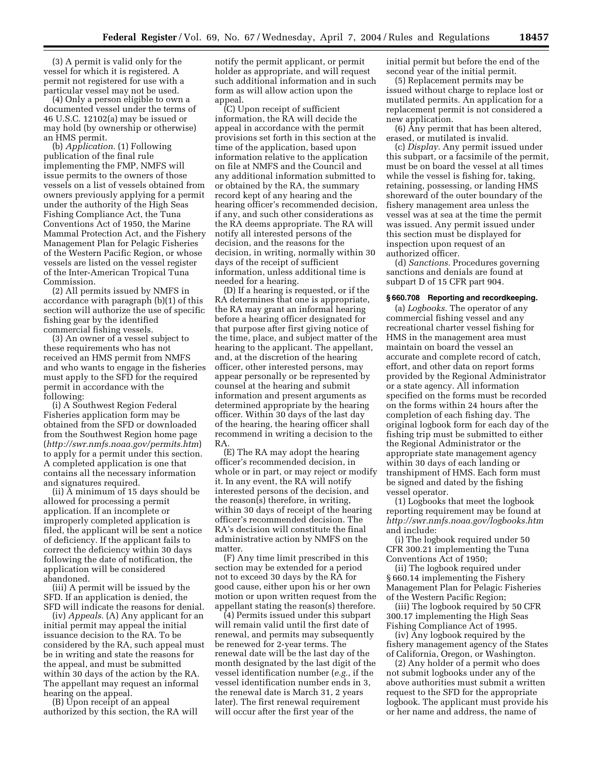(3) A permit is valid only for the vessel for which it is registered. A permit not registered for use with a particular vessel may not be used.

(4) Only a person eligible to own a documented vessel under the terms of 46 U.S.C. 12102(a) may be issued or may hold (by ownership or otherwise) an HMS permit.

(b) *Application.* (1) Following publication of the final rule implementing the FMP, NMFS will issue permits to the owners of those vessels on a list of vessels obtained from owners previously applying for a permit under the authority of the High Seas Fishing Compliance Act, the Tuna Conventions Act of 1950, the Marine Mammal Protection Act, and the Fishery Management Plan for Pelagic Fisheries of the Western Pacific Region, or whose vessels are listed on the vessel register of the Inter-American Tropical Tuna Commission.

(2) All permits issued by NMFS in accordance with paragraph (b)(1) of this section will authorize the use of specific fishing gear by the identified commercial fishing vessels.

(3) An owner of a vessel subject to these requirements who has not received an HMS permit from NMFS and who wants to engage in the fisheries must apply to the SFD for the required permit in accordance with the following:

(i) A Southwest Region Federal Fisheries application form may be obtained from the SFD or downloaded from the Southwest Region home page (*http://swr.nmfs.noaa.gov/permits.htm*) to apply for a permit under this section. A completed application is one that contains all the necessary information and signatures required.

(ii) A minimum of 15 days should be allowed for processing a permit application. If an incomplete or improperly completed application is filed, the applicant will be sent a notice of deficiency. If the applicant fails to correct the deficiency within 30 days following the date of notification, the application will be considered abandoned.

(iii) A permit will be issued by the SFD. If an application is denied, the SFD will indicate the reasons for denial.

(iv) *Appeals.* (A) Any applicant for an initial permit may appeal the initial issuance decision to the RA. To be considered by the RA, such appeal must be in writing and state the reasons for the appeal, and must be submitted within 30 days of the action by the RA. The appellant may request an informal hearing on the appeal.

(B) Upon receipt of an appeal authorized by this section, the RA will notify the permit applicant, or permit holder as appropriate, and will request such additional information and in such form as will allow action upon the appeal.

(C) Upon receipt of sufficient information, the RA will decide the appeal in accordance with the permit provisions set forth in this section at the time of the application, based upon information relative to the application on file at NMFS and the Council and any additional information submitted to or obtained by the RA, the summary record kept of any hearing and the hearing officer's recommended decision, if any, and such other considerations as the RA deems appropriate. The RA will notify all interested persons of the decision, and the reasons for the decision, in writing, normally within 30 days of the receipt of sufficient information, unless additional time is needed for a hearing.

(D) If a hearing is requested, or if the RA determines that one is appropriate, the RA may grant an informal hearing before a hearing officer designated for that purpose after first giving notice of the time, place, and subject matter of the hearing to the applicant. The appellant, and, at the discretion of the hearing officer, other interested persons, may appear personally or be represented by counsel at the hearing and submit information and present arguments as determined appropriate by the hearing officer. Within 30 days of the last day of the hearing, the hearing officer shall recommend in writing a decision to the RA.

(E) The RA may adopt the hearing officer's recommended decision, in whole or in part, or may reject or modify it. In any event, the RA will notify interested persons of the decision, and the reason(s) therefore, in writing, within 30 days of receipt of the hearing officer's recommended decision. The RA's decision will constitute the final administrative action by NMFS on the matter.

(F) Any time limit prescribed in this section may be extended for a period not to exceed 30 days by the RA for good cause, either upon his or her own motion or upon written request from the appellant stating the reason(s) therefore.

(4) Permits issued under this subpart will remain valid until the first date of renewal, and permits may subsequently be renewed for 2-year terms. The renewal date will be the last day of the month designated by the last digit of the vessel identification number (*e.g.*, if the vessel identification number ends in 3, the renewal date is March 31, 2 years later). The first renewal requirement will occur after the first year of the initial permit but before the end of the second year of the initial permit.

(5) Replacement permits may be issued without charge to replace lost or mutilated permits. An application for a replacement permit is not considered a new application.

(6) Any permit that has been altered, erased, or mutilated is invalid.

(c) *Display.* Any permit issued under this subpart, or a facsimile of the permit, must be on board the vessel at all times while the vessel is fishing for, taking, retaining, possessing, or landing HMS shoreward of the outer boundary of the fishery management area unless the vessel was at sea at the time the permit was issued. Any permit issued under this section must be displayed for inspection upon request of an authorized officer.

(d) *Sanctions.* Procedures governing sanctions and denials are found at subpart D of 15 CFR part 904.

**§ 660.708 Reporting and recordkeeping.**

(a) *Logbooks.* The operator of any commercial fishing vessel and any recreational charter vessel fishing for HMS in the management area must maintain on board the vessel an accurate and complete record of catch, effort, and other data on report forms provided by the Regional Administrator or a state agency. All information specified on the forms must be recorded on the forms within 24 hours after the completion of each fishing day. The original logbook form for each day of the fishing trip must be submitted to either the Regional Administrator or the appropriate state management agency within 30 days of each landing or transhipment of HMS. Each form must be signed and dated by the fishing vessel operator.

(1) Logbooks that meet the logbook reporting requirement may be found at *http://swr.nmfs.noaa.gov/logbooks.htm* and include:

(i) The logbook required under 50 CFR 300.21 implementing the Tuna Conventions Act of 1950;

(ii) The logbook required under § 660.14 implementing the Fishery Management Plan for Pelagic Fisheries of the Western Pacific Region;

(iii) The logbook required by 50 CFR 300.17 implementing the High Seas Fishing Compliance Act of 1995.

(iv) Any logbook required by the fishery management agency of the States of California, Oregon, or Washington.

(2) Any holder of a permit who does not submit logbooks under any of the above authorities must submit a written request to the SFD for the appropriate logbook. The applicant must provide his or her name and address, the name of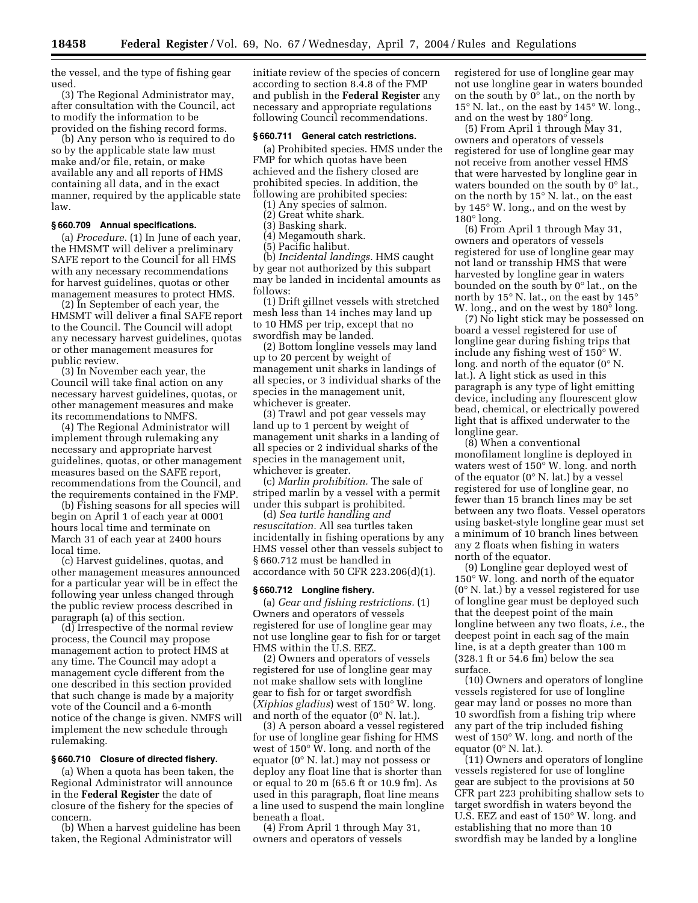the vessel, and the type of fishing gear used.

(3) The Regional Administrator may, after consultation with the Council, act to modify the information to be provided on the fishing record forms.

(b) Any person who is required to do so by the applicable state law must make and/or file, retain, or make available any and all reports of HMS containing all data, and in the exact manner, required by the applicable state law.

### § 660.709 Annual specifications.

(a) *Procedure.* (1) In June of each year, the HMSMT will deliver a preliminary SAFE report to the Council for all HMS with any necessary recommendations for harvest guidelines, quotas or other management measures to protect HMS.

(2) In September of each year, the HMSMT will deliver a final SAFE report to the Council. The Council will adopt any necessary harvest guidelines, quotas or other management measures for public review.

(3) In November each year, the Council will take final action on any necessary harvest guidelines, quotas, or other management measures and make its recommendations to NMFS.

(4) The Regional Administrator will implement through rulemaking any necessary and appropriate harvest guidelines, quotas, or other management measures based on the SAFE report, recommendations from the Council, and the requirements contained in the FMP.

(b) Fishing seasons for all species will begin on April 1 of each year at 0001 hours local time and terminate on March 31 of each year at 2400 hours local time.

(c) Harvest guidelines, quotas, and other management measures announced for a particular year will be in effect the following year unless changed through the public review process described in paragraph (a) of this section.

(d) Irrespective of the normal review process, the Council may propose management action to protect HMS at any time. The Council may adopt a management cycle different from the one described in this section provided that such change is made by a majority vote of the Council and a 6-month notice of the change is given. NMFS will implement the new schedule through rulemaking.

### § 660.710 Closure of directed fishery.

(a) When a quota has been taken, the Regional Administrator will announce in the **Federal Register** the date of closure of the fishery for the species of concern.

(b) When a harvest guideline has been taken, the Regional Administrator will initiate review of the species of concern according to section 8.4.8 of the FMP and publish in the **Federal Register** any necessary and appropriate regulations following Council recommendations.

### § 660.711 General catch restrictions.

(a) Prohibited species. HMS under the FMP for which quotas have been achieved and the fishery closed are prohibited species. In addition, the following are prohibited species:

(1) Any species of salmon.

(2) Great white shark.

(3) Basking shark.

(4) Megamouth shark.

(5) Pacific halibut.

(b) *Incidental landings.* HMS caught by gear not authorized by this subpart may be landed in incidental amounts as follows:

(1) Drift gillnet vessels with stretched mesh less than 14 inches may land up to 10 HMS per trip, except that no swordfish may be landed.

(2) Bottom longline vessels may land up to 20 percent by weight of management unit sharks in landings of all species, or 3 individual sharks of the species in the management unit, whichever is greater.

(3) Trawl and pot gear vessels may land up to 1 percent by weight of management unit sharks in a landing of all species or 2 individual sharks of the species in the management unit, whichever is greater.

(c) *Marlin prohibition.* The sale of striped marlin by a vessel with a permit under this subpart is prohibited.

(d) *Sea turtle handling and resuscitation.* All sea turtles taken incidentally in fishing operations by any HMS vessel other than vessels subject to § 660.712 must be handled in accordance with 50 CFR 223.206(d)(1).

### § 660.712 Longline fishery.

(a) *Gear and fishing restrictions.* (1) Owners and operators of vessels registered for use of longline gear may not use longline gear to fish for or target HMS within the U.S. EEZ.

(2) Owners and operators of vessels registered for use of longline gear may not make shallow sets with longline gear to fish for or target swordfish (*Xiphias gladius*) west of 150° W. long. and north of the equator (0° N. lat.).

(3) A person aboard a vessel registered for use of longline gear fishing for HMS west of 150° W. long. and north of the equator (0° N. lat.) may not possess or deploy any float line that is shorter than or equal to 20 m (65.6 ft or 10.9 fm). As used in this paragraph, float line means a line used to suspend the main longline beneath a float.

(4) From April 1 through May 31, owners and operators of vessels registered for use of longline gear may not use longline gear in waters bounded on the south by 0° lat., on the north by 15° N. lat., on the east by 145° W. long., and on the west by 180° long.

(5) From April 1 through May 31, owners and operators of vessels registered for use of longline gear may not receive from another vessel HMS that were harvested by longline gear in waters bounded on the south by 0° lat., on the north by 15° N. lat., on the east by 145° W. long., and on the west by 180° long.

(6) From April 1 through May 31, owners and operators of vessels registered for use of longline gear may not land or transship HMS that were harvested by longline gear in waters bounded on the south by 0° lat., on the north by 15° N. lat., on the east by 145° W. long., and on the west by 180° long.

(7) No light stick may be possessed on board a vessel registered for use of longline gear during fishing trips that include any fishing west of 150° W. long. and north of the equator (0° N. lat.). A light stick as used in this paragraph is any type of light emitting device, including any flourescent glow bead, chemical, or electrically powered light that is affixed underwater to the longline gear.

(8) When a conventional monofilament longline is deployed in waters west of 150° W. long. and north of the equator (0° N. lat.) by a vessel registered for use of longline gear, no fewer than 15 branch lines may be set between any two floats. Vessel operators using basket-style longline gear must set a minimum of 10 branch lines between any 2 floats when fishing in waters north of the equator.

(9) Longline gear deployed west of 150° W. long. and north of the equator (0° N. lat.) by a vessel registered for use of longline gear must be deployed such that the deepest point of the main longline between any two floats, *i.e.*, the deepest point in each sag of the main line, is at a depth greater than 100 m (328.1 ft or 54.6 fm) below the sea surface.

(10) Owners and operators of longline vessels registered for use of longline gear may land or posses no more than 10 swordfish from a fishing trip where any part of the trip included fishing west of 150° W. long. and north of the equator (0° N. lat.).

(11) Owners and operators of longline vessels registered for use of longline gear are subject to the provisions at 50 CFR part 223 prohibiting shallow sets to target swordfish in waters beyond the U.S. EEZ and east of 150° W. long. and establishing that no more than 10 swordfish may be landed by a longline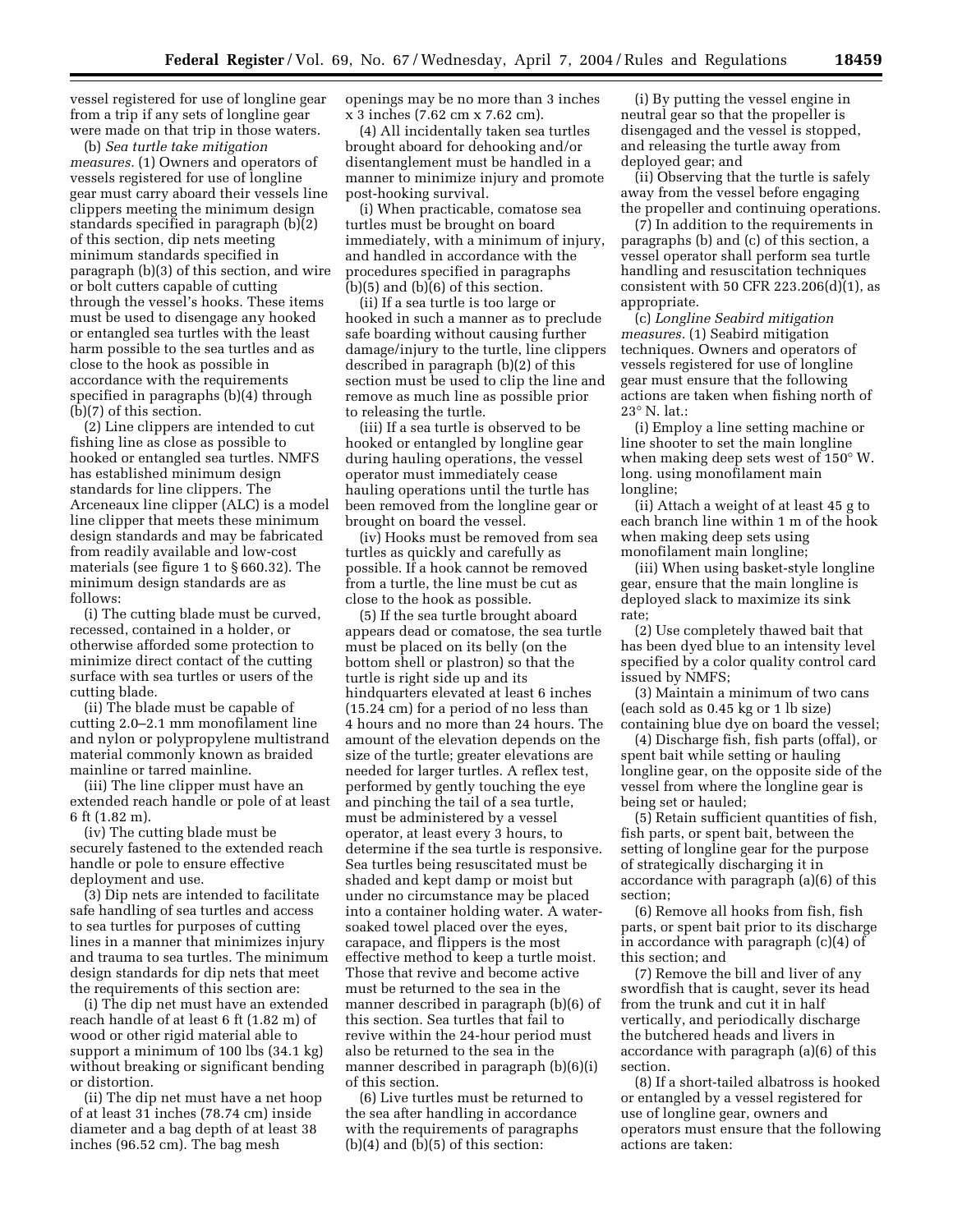vessel registered for use of longline gear from a trip if any sets of longline gear were made on that trip in those waters.

(b) *Sea turtle take mitigation measures.* (1) Owners and operators of vessels registered for use of longline gear must carry aboard their vessels line clippers meeting the minimum design standards specified in paragraph (b)(2) of this section, dip nets meeting minimum standards specified in paragraph (b)(3) of this section, and wire or bolt cutters capable of cutting through the vessel's hooks. These items must be used to disengage any hooked or entangled sea turtles with the least harm possible to the sea turtles and as close to the hook as possible in accordance with the requirements specified in paragraphs (b)(4) through (b)(7) of this section.

(2) Line clippers are intended to cut fishing line as close as possible to hooked or entangled sea turtles. NMFS has established minimum design standards for line clippers. The Arceneaux line clipper (ALC) is a model line clipper that meets these minimum design standards and may be fabricated from readily available and low-cost materials (see figure 1 to § 660.32). The minimum design standards are as follows:

(i) The cutting blade must be curved, recessed, contained in a holder, or otherwise afforded some protection to minimize direct contact of the cutting surface with sea turtles or users of the cutting blade.

(ii) The blade must be capable of cutting 2.0–2.1 mm monofilament line and nylon or polypropylene multistrand material commonly known as braided mainline or tarred mainline.

(iii) The line clipper must have an extended reach handle or pole of at least 6 ft (1.82 m).

(iv) The cutting blade must be securely fastened to the extended reach handle or pole to ensure effective deployment and use.

(3) Dip nets are intended to facilitate safe handling of sea turtles and access to sea turtles for purposes of cutting lines in a manner that minimizes injury and trauma to sea turtles. The minimum design standards for dip nets that meet the requirements of this section are:

(i) The dip net must have an extended reach handle of at least 6 ft (1.82 m) of wood or other rigid material able to support a minimum of 100 lbs (34.1 kg) without breaking or significant bending or distortion.

(ii) The dip net must have a net hoop of at least 31 inches (78.74 cm) inside diameter and a bag depth of at least 38 inches (96.52 cm). The bag mesh openings may be no more than 3 inches x 3 inches (7.62 cm x 7.62 cm).

(4) All incidentally taken sea turtles brought aboard for dehooking and/or disentanglement must be handled in a manner to minimize injury and promote post-hooking survival.

(i) When practicable, comatose sea turtles must be brought on board immediately, with a minimum of injury, and handled in accordance with the procedures specified in paragraphs (b)(5) and (b)(6) of this section.

(ii) If a sea turtle is too large or hooked in such a manner as to preclude safe boarding without causing further damage/injury to the turtle, line clippers described in paragraph (b)(2) of this section must be used to clip the line and remove as much line as possible prior to releasing the turtle.

(iii) If a sea turtle is observed to be hooked or entangled by longline gear during hauling operations, the vessel operator must immediately cease hauling operations until the turtle has been removed from the longline gear or brought on board the vessel.

(iv) Hooks must be removed from sea turtles as quickly and carefully as possible. If a hook cannot be removed from a turtle, the line must be cut as close to the hook as possible.

(5) If the sea turtle brought aboard appears dead or comatose, the sea turtle must be placed on its belly (on the bottom shell or plastron) so that the turtle is right side up and its hindquarters elevated at least 6 inches (15.24 cm) for a period of no less than 4 hours and no more than 24 hours. The amount of the elevation depends on the size of the turtle; greater elevations are needed for larger turtles. A reflex test, performed by gently touching the eye and pinching the tail of a sea turtle, must be administered by a vessel operator, at least every 3 hours, to determine if the sea turtle is responsive. Sea turtles being resuscitated must be shaded and kept damp or moist but under no circumstance may be placed into a container holding water. A water-soaked towel placed over the eyes, carapace, and flippers is the most effective method to keep a turtle moist. Those that revive and become active must be returned to the sea in the manner described in paragraph (b)(6) of this section. Sea turtles that fail to revive within the 24-hour period must also be returned to the sea in the manner described in paragraph (b)(6)(i) of this section.

(6) Live turtles must be returned to the sea after handling in accordance with the requirements of paragraphs (b)(4) and (b)(5) of this section:

(i) By putting the vessel engine in neutral gear so that the propeller is disengaged and the vessel is stopped, and releasing the turtle away from deployed gear; and

(ii) Observing that the turtle is safely away from the vessel before engaging the propeller and continuing operations.

(7) In addition to the requirements in paragraphs (b) and (c) of this section, a vessel operator shall perform sea turtle handling and resuscitation techniques consistent with 50 CFR 223.206(d)(1), as appropriate.

(c) *Longline Seabird mitigation measures.* (1) Seabird mitigation techniques. Owners and operators of vessels registered for use of longline gear must ensure that the following actions are taken when fishing north of 23° N. lat.:

(i) Employ a line setting machine or line shooter to set the main longline when making deep sets west of 150° W. long. using monofilament main longline;

(ii) Attach a weight of at least 45 g to each branch line within 1 m of the hook when making deep sets using monofilament main longline;

(iii) When using basket-style longline gear, ensure that the main longline is deployed slack to maximize its sink rate;

(2) Use completely thawed bait that has been dyed blue to an intensity level specified by a color quality control card issued by NMFS;

(3) Maintain a minimum of two cans (each sold as 0.45 kg or 1 lb size) containing blue dye on board the vessel;

(4) Discharge fish, fish parts (offal), or spent bait while setting or hauling longline gear, on the opposite side of the vessel from where the longline gear is being set or hauled;

(5) Retain sufficient quantities of fish, fish parts, or spent bait, between the setting of longline gear for the purpose of strategically discharging it in accordance with paragraph (a)(6) of this section;

(6) Remove all hooks from fish, fish parts, or spent bait prior to its discharge in accordance with paragraph (c)(4) of this section; and

(7) Remove the bill and liver of any swordfish that is caught, sever its head from the trunk and cut it in half vertically, and periodically discharge the butchered heads and livers in accordance with paragraph (a)(6) of this section.

(8) If a short-tailed albatross is hooked or entangled by a vessel registered for use of longline gear, owners and operators must ensure that the following actions are taken: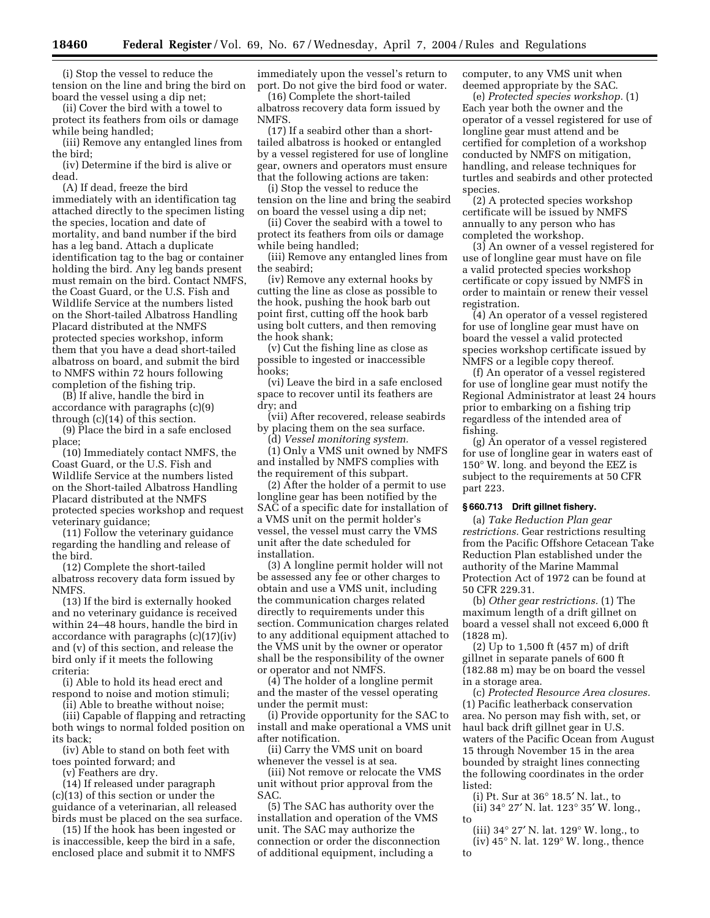(i) Stop the vessel to reduce the tension on the line and bring the bird on board the vessel using a dip net;

(ii) Cover the bird with a towel to protect its feathers from oils or damage while being handled;

(iii) Remove any entangled lines from the bird;

(iv) Determine if the bird is alive or dead.

(A) If dead, freeze the bird immediately with an identification tag attached directly to the specimen listing the species, location and date of mortality, and band number if the bird has a leg band. Attach a duplicate identification tag to the bag or container holding the bird. Any leg bands present must remain on the bird. Contact NMFS, the Coast Guard, or the U.S. Fish and Wildlife Service at the numbers listed on the Short-tailed Albatross Handling Placard distributed at the NMFS protected species workshop, inform them that you have a dead short-tailed albatross on board, and submit the bird to NMFS within 72 hours following completion of the fishing trip.

(B) If alive, handle the bird in accordance with paragraphs (c)(9) through (c)(14) of this section.

(9) Place the bird in a safe enclosed place;

(10) Immediately contact NMFS, the Coast Guard, or the U.S. Fish and Wildlife Service at the numbers listed on the Short-tailed Albatross Handling Placard distributed at the NMFS protected species workshop and request veterinary guidance;

(11) Follow the veterinary guidance regarding the handling and release of the bird.

(12) Complete the short-tailed albatross recovery data form issued by NMFS.

(13) If the bird is externally hooked and no veterinary guidance is received within 24–48 hours, handle the bird in accordance with paragraphs (c)(17)(iv) and (v) of this section, and release the bird only if it meets the following criteria:

(i) Able to hold its head erect and respond to noise and motion stimuli;

(ii) Able to breathe without noise;

(iii) Capable of flapping and retracting both wings to normal folded position on its back;

(iv) Able to stand on both feet with toes pointed forward; and

(v) Feathers are dry.

(14) If released under paragraph (c)(13) of this section or under the guidance of a veterinarian, all released birds must be placed on the sea surface.

(15) If the hook has been ingested or is inaccessible, keep the bird in a safe, enclosed place and submit it to NMFS immediately upon the vessel's return to port. Do not give the bird food or water.

(16) Complete the short-tailed albatross recovery data form issued by NMFS.

(17) If a seabird other than a short-tailed albatross is hooked or entangled by a vessel registered for use of longline gear, owners and operators must ensure that the following actions are taken:

(i) Stop the vessel to reduce the tension on the line and bring the seabird on board the vessel using a dip net;

(ii) Cover the seabird with a towel to protect its feathers from oils or damage while being handled;

(iii) Remove any entangled lines from the seabird;

(iv) Remove any external hooks by cutting the line as close as possible to the hook, pushing the hook barb out point first, cutting off the hook barb using bolt cutters, and then removing the hook shank;

(v) Cut the fishing line as close as possible to ingested or inaccessible hooks;

(vi) Leave the bird in a safe enclosed space to recover until its feathers are dry; and

(vii) After recovered, release seabirds by placing them on the sea surface.

(d) *Vessel monitoring system.*

(1) Only a VMS unit owned by NMFS and installed by NMFS complies with the requirement of this subpart.

(2) After the holder of a permit to use longline gear has been notified by the SAC of a specific date for installation of a VMS unit on the permit holder's vessel, the vessel must carry the VMS unit after the date scheduled for installation.

(3) A longline permit holder will not be assessed any fee or other charges to obtain and use a VMS unit, including the communication charges related directly to requirements under this section. Communication charges related to any additional equipment attached to the VMS unit by the owner or operator shall be the responsibility of the owner or operator and not NMFS.

(4) The holder of a longline permit and the master of the vessel operating under the permit must:

(i) Provide opportunity for the SAC to install and make operational a VMS unit after notification.

(ii) Carry the VMS unit on board whenever the vessel is at sea.

(iii) Not remove or relocate the VMS unit without prior approval from the SAC.

(5) The SAC has authority over the installation and operation of the VMS unit. The SAC may authorize the connection or order the disconnection of additional equipment, including a computer, to any VMS unit when deemed appropriate by the SAC.

(e) *Protected species workshop.* (1) Each year both the owner and the operator of a vessel registered for use of longline gear must attend and be certified for completion of a workshop conducted by NMFS on mitigation, handling, and release techniques for turtles and seabirds and other protected species.

(2) A protected species workshop certificate will be issued by NMFS annually to any person who has completed the workshop.

(3) An owner of a vessel registered for use of longline gear must have on file a valid protected species workshop certificate or copy issued by NMFS in order to maintain or renew their vessel registration.

(4) An operator of a vessel registered for use of longline gear must have on board the vessel a valid protected species workshop certificate issued by NMFS or a legible copy thereof.

(f) An operator of a vessel registered for use of longline gear must notify the Regional Administrator at least 24 hours prior to embarking on a fishing trip regardless of the intended area of fishing.

(g) An operator of a vessel registered for use of longline gear in waters east of 150° W. long. and beyond the EEZ is subject to the requirements at 50 CFR part 223.

### § 660.713 Drift gillnet fishery.

(a) *Take Reduction Plan gear restrictions.* Gear restrictions resulting from the Pacific Offshore Cetacean Take Reduction Plan established under the authority of the Marine Mammal Protection Act of 1972 can be found at 50 CFR 229.31.

(b) *Other gear restrictions.* (1) The maximum length of a drift gillnet on board a vessel shall not exceed 6,000 ft (1828 m).

(2) Up to 1,500 ft (457 m) of drift gillnet in separate panels of 600 ft (182.88 m) may be on board the vessel in a storage area.

(c) *Protected Resource Area closures.* (1) Pacific leatherback conservation area. No person may fish with, set, or haul back drift gillnet gear in U.S. waters of the Pacific Ocean from August 15 through November 15 in the area bounded by straight lines connecting the following coordinates in the order listed:

(i) Pt. Sur at 36° 18.5′ N. lat., to

(ii) 34° 27′ N. lat. 123° 35′ W. long., to

(iii) 34° 27′ N. lat. 129° W. long., to

(iv) 45° N. lat. 129° W. long., thence to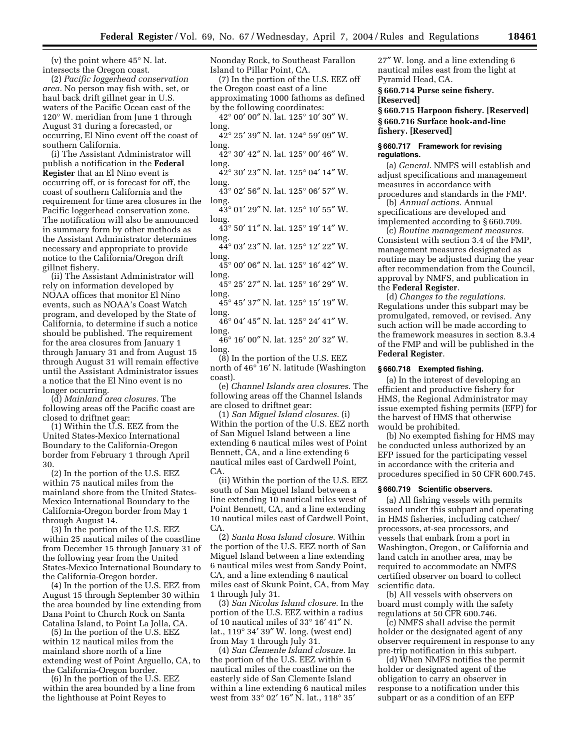(v) the point where 45° N. lat. intersects the Oregon coast.

(2) *Pacific loggerhead conservation area.* No person may fish with, set, or haul back drift gillnet gear in U.S. waters of the Pacific Ocean east of the 120° W. meridian from June 1 through August 31 during a forecasted, or occurring, El Nino event off the coast of southern California.

(i) The Assistant Administrator will publish a notification in the **Federal Register** that an El Nino event is occurring off, or is forecast for off, the coast of southern California and the requirement for time area closures in the Pacific loggerhead conservation zone. The notification will also be announced in summary form by other methods as the Assistant Administrator determines necessary and appropriate to provide notice to the California/Oregon drift gillnet fishery.

(ii) The Assistant Administrator will rely on information developed by NOAA offices that monitor El Nino events, such as NOAA's Coast Watch program, and developed by the State of California, to determine if such a notice should be published. The requirement for the area closures from January 1 through January 31 and from August 15 through August 31 will remain effective until the Assistant Administrator issues a notice that the El Nino event is no longer occurring.

(d) *Mainland area closures.* The following areas off the Pacific coast are closed to driftnet gear:

(1) Within the U.S. EEZ from the United States-Mexico International Boundary to the California-Oregon border from February 1 through April 30.

(2) In the portion of the U.S. EEZ within 75 nautical miles from the mainland shore from the United States-Mexico International Boundary to the California-Oregon border from May 1 through August 14.

(3) In the portion of the U.S. EEZ within 25 nautical miles of the coastline from December 15 through January 31 of the following year from the United States-Mexico International Boundary to the California-Oregon border.

(4) In the portion of the U.S. EEZ from August 15 through September 30 within the area bounded by line extending from Dana Point to Church Rock on Santa Catalina Island, to Point La Jolla, CA.

(5) In the portion of the U.S. EEZ within 12 nautical miles from the mainland shore north of a line extending west of Point Arguello, CA, to the California-Oregon border.

(6) In the portion of the U.S. EEZ within the area bounded by a line from the lighthouse at Point Reyes to Noonday Rock, to Southeast Farallon Island to Pillar Point, CA.

(7) In the portion of the U.S. EEZ off the Oregon coast east of a line approximating 1000 fathoms as defined by the following coordinates:

42° 00′ 00″ N. lat. 125° 10′ 30″ W. long.

42° 25′ 39″ N. lat. 124° 59′ 09″ W. long.

42° 30′ 42″ N. lat. 125° 00′ 46″ W. long.

42° 30′ 23″ N. lat. 125° 04′ 14″ W. long.

43° 02′ 56″ N. lat. 125° 06′ 57″ W. long.

43° 01′ 29″ N. lat. 125° 10′ 55″ W. long.

43° 50′ 11″ N. lat. 125° 19′ 14″ W. long.

44° 03′ 23″ N. lat. 125° 12′ 22″ W. long.

45° 00′ 06″ N. lat. 125° 16′ 42″ W. long.

45° 25′ 27″ N. lat. 125° 16′ 29″ W. long.

45° 45′ 37″ N. lat. 125° 15′ 19″ W. long.

46° 04′ 45″ N. lat. 125° 24′ 41″ W. long.

46° 16′ 00″ N. lat. 125° 20′ 32″ W. long.

(8) In the portion of the U.S. EEZ north of 46° 16′ N. latitude (Washington coast).

(e) *Channel Islands area closures.* The following areas off the Channel Islands are closed to driftnet gear:

(1) *San Miguel Island closures.* (i) Within the portion of the U.S. EEZ north of San Miguel Island between a line extending 6 nautical miles west of Point Bennett, CA, and a line extending 6 nautical miles east of Cardwell Point, CA.

(ii) Within the portion of the U.S. EEZ south of San Miguel Island between a line extending 10 nautical miles west of Point Bennett, CA, and a line extending 10 nautical miles east of Cardwell Point, CA.

(2) *Santa Rosa Island closure.* Within the portion of the U.S. EEZ north of San Miguel Island between a line extending 6 nautical miles west from Sandy Point, CA, and a line extending 6 nautical miles east of Skunk Point, CA, from May 1 through July 31.

(3) *San Nicolas Island closure.* In the portion of the U.S. EEZ within a radius of 10 nautical miles of 33° 16′ 41″ N. lat., 119° 34′ 39″ W. long. (west end) from May 1 through July 31.

(4) *San Clemente Island closure.* In the portion of the U.S. EEZ within 6 nautical miles of the coastline on the easterly side of San Clemente Island within a line extending 6 nautical miles west from 33° 02′ 16″ N. lat., 118° 35′ 27″ W. long. and a line extending 6 nautical miles east from the light at Pyramid Head, CA.

## § 660.714 Purse seine fishery. [Reserved]

## § 660.715 Harpoon fishery. [Reserved]

## § 660.716 Surface hook-and-line fishery. [Reserved]

## § 660.717 Framework for revising regulations.

(a) *General.* NMFS will establish and adjust specifications and management measures in accordance with procedures and standards in the FMP.

(b) *Annual actions.* Annual specifications are developed and implemented according to § 660.709.

(c) *Routine management measures.* Consistent with section 3.4 of the FMP, management measures designated as routine may be adjusted during the year after recommendation from the Council, approval by NMFS, and publication in the **Federal Register**.

(d) *Changes to the regulations.* Regulations under this subpart may be promulgated, removed, or revised. Any such action will be made according to the framework measures in section 8.3.4 of the FMP and will be published in the **Federal Register**.

## § 660.718 Exempted fishing.

(a) In the interest of developing an efficient and productive fishery for HMS, the Regional Administrator may issue exempted fishing permits (EFP) for the harvest of HMS that otherwise would be prohibited.

(b) No exempted fishing for HMS may be conducted unless authorized by an EFP issued for the participating vessel in accordance with the criteria and procedures specified in 50 CFR 600.745.

## § 660.719 Scientific observers.

(a) All fishing vessels with permits issued under this subpart and operating in HMS fisheries, including catcher/processors, at-sea processors, and vessels that embark from a port in Washington, Oregon, or California and land catch in another area, may be required to accommodate an NMFS certified observer on board to collect scientific data.

(b) All vessels with observers on board must comply with the safety regulations at 50 CFR 600.746.

(c) NMFS shall advise the permit holder or the designated agent of any observer requirement in response to any pre-trip notification in this subpart.

(d) When NMFS notifies the permit holder or designated agent of the obligation to carry an observer in response to a notification under this subpart or as a condition of an EFP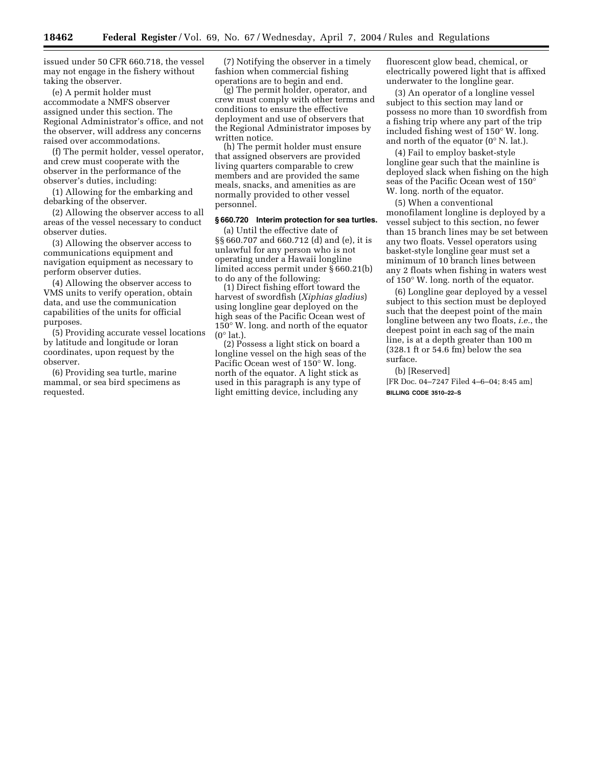issued under 50 CFR 660.718, the vessel may not engage in the fishery without taking the observer.

(e) A permit holder must accommodate a NMFS observer assigned under this section. The Regional Administrator's office, and not the observer, will address any concerns raised over accommodations.

(f) The permit holder, vessel operator, and crew must cooperate with the observer in the performance of the observer's duties, including:

(1) Allowing for the embarking and debarking of the observer.

(2) Allowing the observer access to all areas of the vessel necessary to conduct observer duties.

(3) Allowing the observer access to communications equipment and navigation equipment as necessary to perform observer duties.

(4) Allowing the observer access to VMS units to verify operation, obtain data, and use the communication capabilities of the units for official purposes.

(5) Providing accurate vessel locations by latitude and longitude or loran coordinates, upon request by the observer.

(6) Providing sea turtle, marine mammal, or sea bird specimens as requested.

(7) Notifying the observer in a timely fashion when commercial fishing operations are to begin and end.

(g) The permit holder, operator, and crew must comply with other terms and conditions to ensure the effective deployment and use of observers that the Regional Administrator imposes by written notice.

(h) The permit holder must ensure that assigned observers are provided living quarters comparable to crew members and are provided the same meals, snacks, and amenities as are normally provided to other vessel personnel.

**§ 660.720 Interim protection for sea turtles.**

(a) Until the effective date of §§ 660.707 and 660.712 (d) and (e), it is unlawful for any person who is not operating under a Hawaii longline limited access permit under § 660.21(b) to do any of the following:

(1) Direct fishing effort toward the harvest of swordfish (*Xiphias gladius*) using longline gear deployed on the high seas of the Pacific Ocean west of 150° W. long. and north of the equator (0° lat.).

(2) Possess a light stick on board a longline vessel on the high seas of the Pacific Ocean west of 150° W. long. north of the equator. A light stick as used in this paragraph is any type of light emitting device, including any fluorescent glow bead, chemical, or electrically powered light that is affixed underwater to the longline gear.

(3) An operator of a longline vessel subject to this section may land or possess no more than 10 swordfish from a fishing trip where any part of the trip included fishing west of 150° W. long. and north of the equator (0° N. lat.).

(4) Fail to employ basket-style longline gear such that the mainline is deployed slack when fishing on the high seas of the Pacific Ocean west of 150° W. long. north of the equator.

(5) When a conventional monofilament longline is deployed by a vessel subject to this section, no fewer than 15 branch lines may be set between any two floats. Vessel operators using basket-style longline gear must set a minimum of 10 branch lines between any 2 floats when fishing in waters west of 150° W. long. north of the equator.

(6) Longline gear deployed by a vessel subject to this section must be deployed such that the deepest point of the main longline between any two floats, *i.e.*, the deepest point in each sag of the main line, is at a depth greater than 100 m (328.1 ft or 54.6 fm) below the sea surface.

(b) [Reserved]

[FR Doc. 04–7247 Filed 4–6–04; 8:45 am]

**BILLING CODE 3510–22–S**